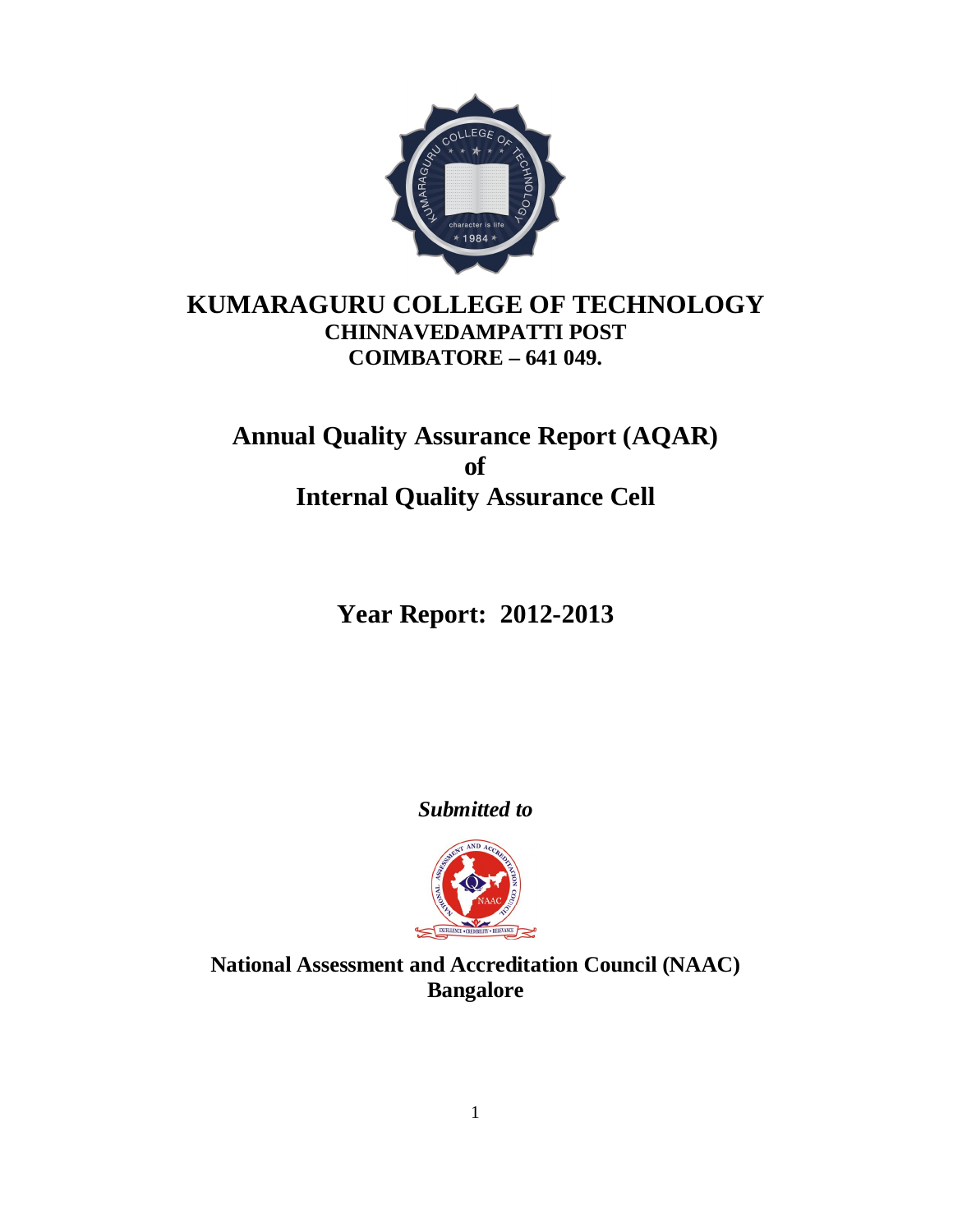# KUMARAGURU COLLEGE OF TECHNOLOGY

**CHINNAVEDAMPATTI POST**

**COIMBATORE – 641 049.**

## Annual Quality Assurance Report (AQAR) of Internal Quality Assurance Cell

## Year Report: 2012-2013

***Submitted to***

**National Assessment and Accreditation Council (NAAC)**

**Bangalore**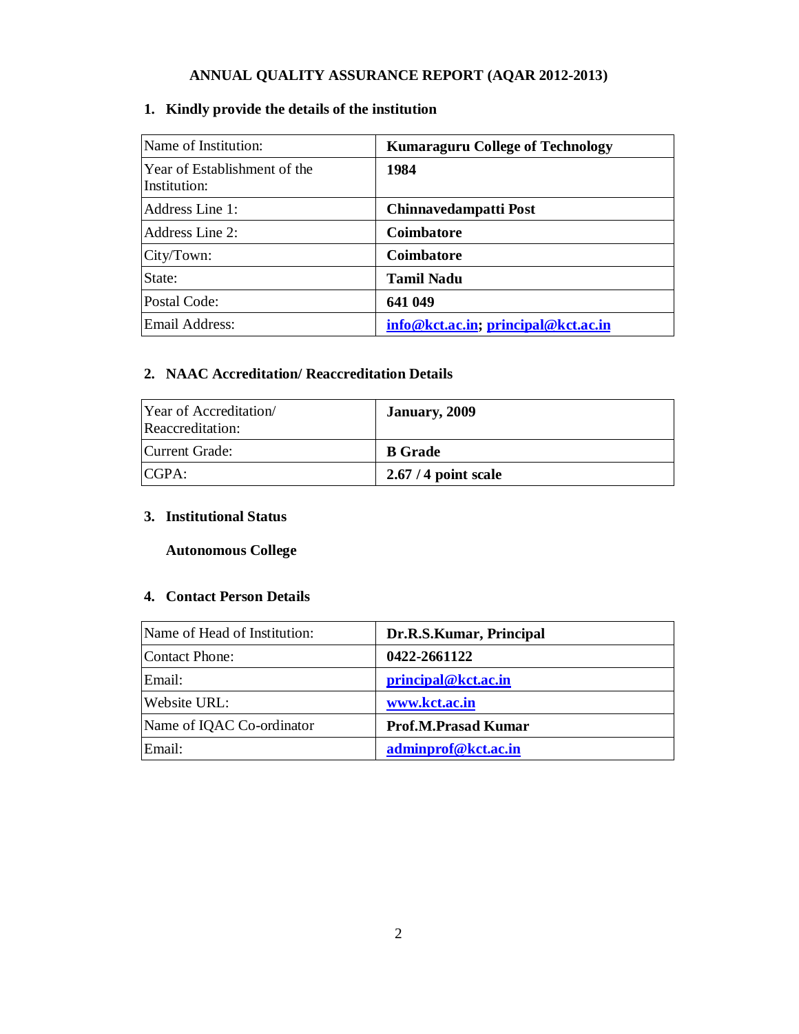# ANNUAL QUALITY ASSURANCE REPORT (AQAR 2012-2013)

## 1. Kindly provide the details of the institution

| Name of Institution: | **Kumaraguru College of Technology** |
|---|---|
| Year of Establishment of the Institution: | **1984** |
| Address Line 1: | **Chinnavedampatti Post** |
| Address Line 2: | **Coimbatore** |
| City/Town: | **Coimbatore** |
| State: | **Tamil Nadu** |
| Postal Code: | **641 049** |
| Email Address: | **info@kct.ac.in; principal@kct.ac.in** |

## 2. NAAC Accreditation/ Reaccreditation Details

| Year of Accreditation/ Reaccreditation: | **January, 2009** |
|---|---|
| Current Grade: | **B Grade** |
| CGPA: | **2.67 / 4 point scale** |

## 3. Institutional Status

**Autonomous College**

## 4. Contact Person Details

| Name of Head of Institution: | **Dr.R.S.Kumar, Principal** |
|---|---|
| Contact Phone: | **0422-2661122** |
| Email: | **principal@kct.ac.in** |
| Website URL: | **www.kct.ac.in** |
| Name of IQAC Co-ordinator | **Prof.M.Prasad Kumar** |
| Email: | **adminprof@kct.ac.in** |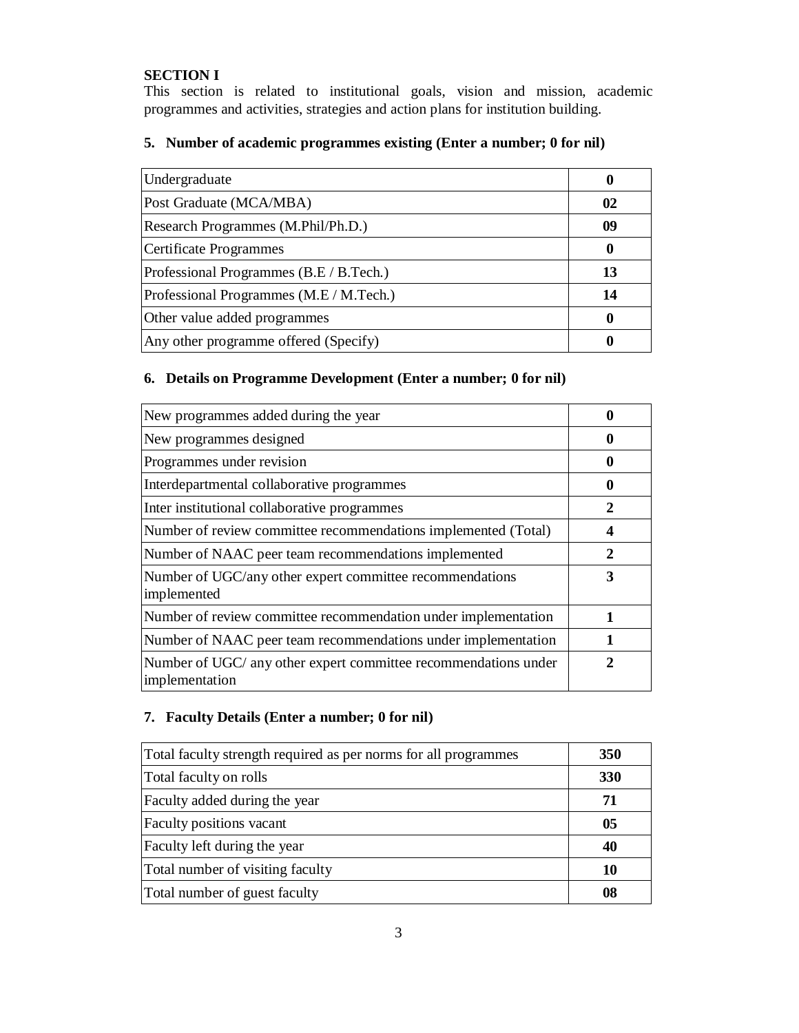## SECTION I

This section is related to institutional goals, vision and mission, academic programmes and activities, strategies and action plans for institution building.

### 5. Number of academic programmes existing (Enter a number; 0 for nil)

| | |
|---|---|
| Undergraduate | **0** |
| Post Graduate (MCA/MBA) | **02** |
| Research Programmes (M.Phil/Ph.D.) | **09** |
| Certificate Programmes | **0** |
| Professional Programmes (B.E / B.Tech.) | **13** |
| Professional Programmes (M.E / M.Tech.) | **14** |
| Other value added programmes | **0** |
| Any other programme offered (Specify) | **0** |

### 6. Details on Programme Development (Enter a number; 0 for nil)

| | |
|---|---|
| New programmes added during the year | **0** |
| New programmes designed | **0** |
| Programmes under revision | **0** |
| Interdepartmental collaborative programmes | **0** |
| Inter institutional collaborative programmes | **2** |
| Number of review committee recommendations implemented (Total) | **4** |
| Number of NAAC peer team recommendations implemented | **2** |
| Number of UGC/any other expert committee recommendations implemented | **3** |
| Number of review committee recommendation under implementation | **1** |
| Number of NAAC peer team recommendations under implementation | **1** |
| Number of UGC/ any other expert committee recommendations under implementation | **2** |

### 7. Faculty Details (Enter a number; 0 for nil)

| | |
|---|---|
| Total faculty strength required as per norms for all programmes | **350** |
| Total faculty on rolls | **330** |
| Faculty added during the year | **71** |
| Faculty positions vacant | **05** |
| Faculty left during the year | **40** |
| Total number of visiting faculty | **10** |
| Total number of guest faculty | **08** |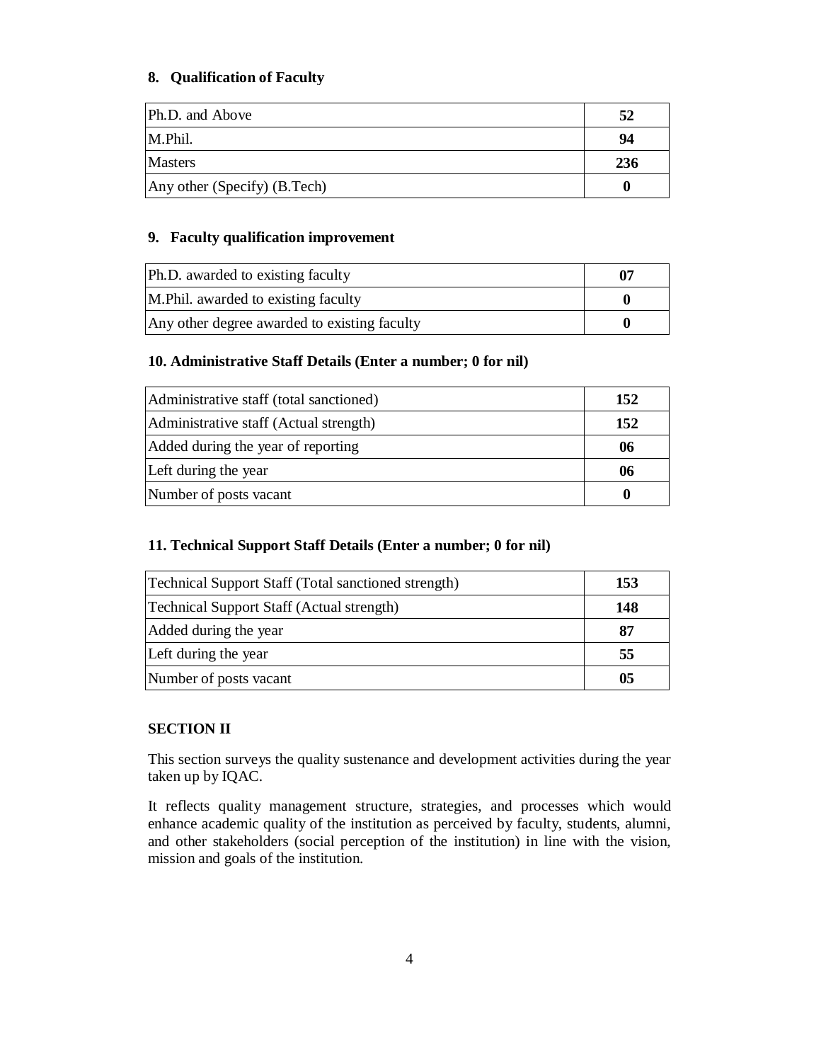### 8. Qualification of Faculty

| | |
|---|---|
| Ph.D. and Above | **52** |
| M.Phil. | **94** |
| Masters | **236** |
| Any other (Specify) (B.Tech) | **0** |

### 9. Faculty qualification improvement

| | |
|---|---|
| Ph.D. awarded to existing faculty | **07** |
| M.Phil. awarded to existing faculty | **0** |
| Any other degree awarded to existing faculty | **0** |

### 10. Administrative Staff Details (Enter a number; 0 for nil)

| | |
|---|---|
| Administrative staff (total sanctioned) | **152** |
| Administrative staff (Actual strength) | **152** |
| Added during the year of reporting | **06** |
| Left during the year | **06** |
| Number of posts vacant | **0** |

### 11. Technical Support Staff Details (Enter a number; 0 for nil)

| | |
|---|---|
| Technical Support Staff (Total sanctioned strength) | **153** |
| Technical Support Staff (Actual strength) | **148** |
| Added during the year | **87** |
| Left during the year | **55** |
| Number of posts vacant | **05** |

## SECTION II

This section surveys the quality sustenance and development activities during the year taken up by IQAC.

It reflects quality management structure, strategies, and processes which would enhance academic quality of the institution as perceived by faculty, students, alumni, and other stakeholders (social perception of the institution) in line with the vision, mission and goals of the institution.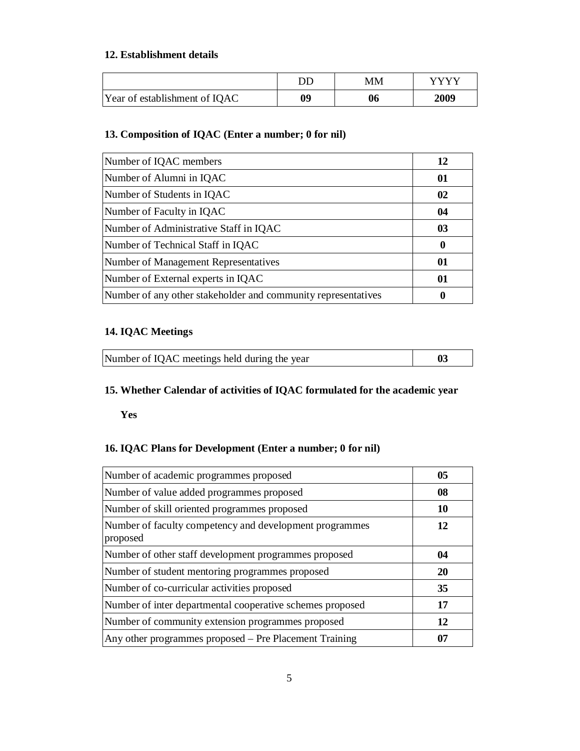**12. Establishment details**

| | DD | MM | YYYY |
|---|---|---|---|
| Year of establishment of IQAC | **09** | **06** | **2009** |

**13. Composition of IQAC (Enter a number; 0 for nil)**

| | |
|---|---|
| Number of IQAC members | **12** |
| Number of Alumni in IQAC | **01** |
| Number of Students in IQAC | **02** |
| Number of Faculty in IQAC | **04** |
| Number of Administrative Staff in IQAC | **03** |
| Number of Technical Staff in IQAC | **0** |
| Number of Management Representatives | **01** |
| Number of External experts in IQAC | **01** |
| Number of any other stakeholder and community representatives | **0** |

**14. IQAC Meetings**

| | |
|---|---|
| Number of IQAC meetings held during the year | **03** |

**15. Whether Calendar of activities of IQAC formulated for the academic year**

**Yes**

**16. IQAC Plans for Development (Enter a number; 0 for nil)**

| | |
|---|---|
| Number of academic programmes proposed | **05** |
| Number of value added programmes proposed | **08** |
| Number of skill oriented programmes proposed | **10** |
| Number of faculty competency and development programmes proposed | **12** |
| Number of other staff development programmes proposed | **04** |
| Number of student mentoring programmes proposed | **20** |
| Number of co-curricular activities proposed | **35** |
| Number of inter departmental cooperative schemes proposed | **17** |
| Number of community extension programmes proposed | **12** |
| Any other programmes proposed – Pre Placement Training | **07** |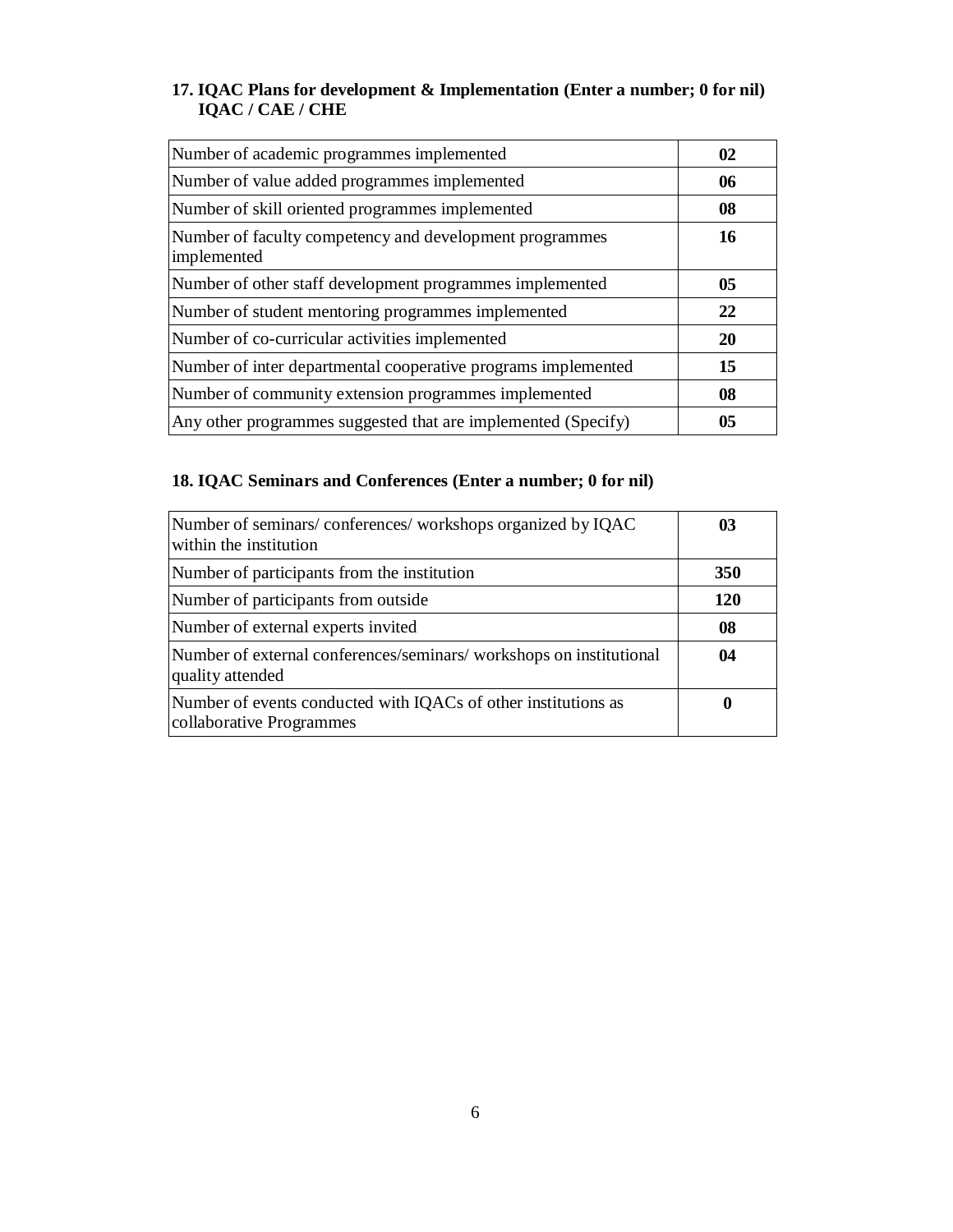**17. IQAC Plans for development & Implementation (Enter a number; 0 for nil) IQAC / CAE / CHE**

| | |
|---|---|
| Number of academic programmes implemented | **02** |
| Number of value added programmes implemented | **06** |
| Number of skill oriented programmes implemented | **08** |
| Number of faculty competency and development programmes implemented | **16** |
| Number of other staff development programmes implemented | **05** |
| Number of student mentoring programmes implemented | **22** |
| Number of co-curricular activities implemented | **20** |
| Number of inter departmental cooperative programs implemented | **15** |
| Number of community extension programmes implemented | **08** |
| Any other programmes suggested that are implemented (Specify) | **05** |

**18. IQAC Seminars and Conferences (Enter a number; 0 for nil)**

| | |
|---|---|
| Number of seminars/ conferences/ workshops organized by IQAC within the institution | **03** |
| Number of participants from the institution | **350** |
| Number of participants from outside | **120** |
| Number of external experts invited | **08** |
| Number of external conferences/seminars/ workshops on institutional quality attended | **04** |
| Number of events conducted with IQACs of other institutions as collaborative Programmes | **0** |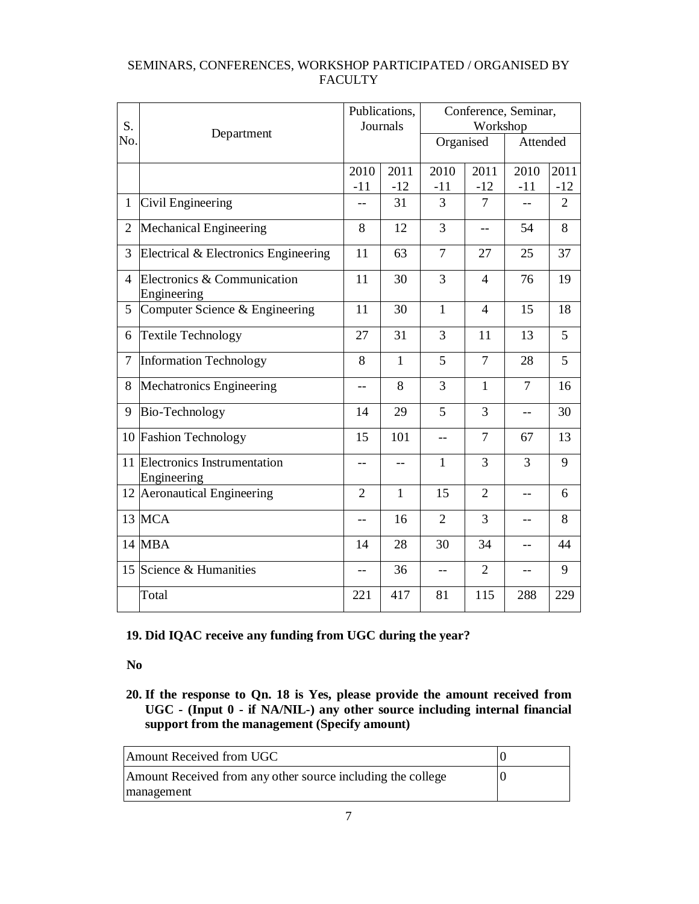SEMINARS, CONFERENCES, WORKSHOP PARTICIPATED / ORGANISED BY FACULTY

| S. No. | Department | Publications, Journals | | Conference, Seminar, Workshop | | | |
|---|---|---|---|---|---|---|---|
| | | | | Organised | | Attended | |
| | | 2010-11 | 2011-12 | 2010-11 | 2011-12 | 2010-11 | 2011-12 |
| 1 | Civil Engineering | -- | 31 | 3 | 7 | -- | 2 |
| 2 | Mechanical Engineering | 8 | 12 | 3 | -- | 54 | 8 |
| 3 | Electrical & Electronics Engineering | 11 | 63 | 7 | 27 | 25 | 37 |
| 4 | Electronics & Communication Engineering | 11 | 30 | 3 | 4 | 76 | 19 |
| 5 | Computer Science & Engineering | 11 | 30 | 1 | 4 | 15 | 18 |
| 6 | Textile Technology | 27 | 31 | 3 | 11 | 13 | 5 |
| 7 | Information Technology | 8 | 1 | 5 | 7 | 28 | 5 |
| 8 | Mechatronics Engineering | -- | 8 | 3 | 1 | 7 | 16 |
| 9 | Bio-Technology | 14 | 29 | 5 | 3 | -- | 30 |
| 10 | Fashion Technology | 15 | 101 | -- | 7 | 67 | 13 |
| 11 | Electronics Instrumentation Engineering | -- | -- | 1 | 3 | 3 | 9 |
| 12 | Aeronautical Engineering | 2 | 1 | 15 | 2 | -- | 6 |
| 13 | MCA | -- | 16 | 2 | 3 | -- | 8 |
| 14 | MBA | 14 | 28 | 30 | 34 | -- | 44 |
| 15 | Science & Humanities | -- | 36 | -- | 2 | -- | 9 |
| | Total | 221 | 417 | 81 | 115 | 288 | 229 |

**19. Did IQAC receive any funding from UGC during the year?**

**No**

**20. If the response to Qn. 18 is Yes, please provide the amount received from UGC - (Input 0 - if NA/NIL-) any other source including internal financial support from the management (Specify amount)**

| Amount Received from UGC | 0 |
|---|---|
| Amount Received from any other source including the college management | 0 |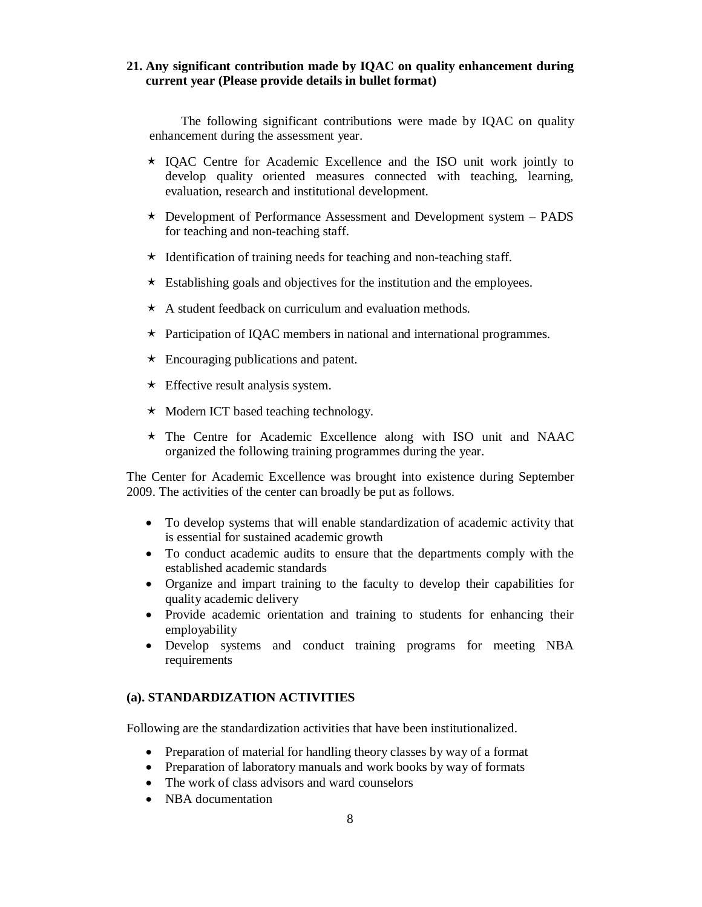**21. Any significant contribution made by IQAC on quality enhancement during current year (Please provide details in bullet format)**

The following significant contributions were made by IQAC on quality enhancement during the assessment year.

- IQAC Centre for Academic Excellence and the ISO unit work jointly to develop quality oriented measures connected with teaching, learning, evaluation, research and institutional development.
- Development of Performance Assessment and Development system – PADS for teaching and non-teaching staff.
- Identification of training needs for teaching and non-teaching staff.
- Establishing goals and objectives for the institution and the employees.
- A student feedback on curriculum and evaluation methods.
- Participation of IQAC members in national and international programmes.
- Encouraging publications and patent.
- Effective result analysis system.
- Modern ICT based teaching technology.
- The Centre for Academic Excellence along with ISO unit and NAAC organized the following training programmes during the year.

The Center for Academic Excellence was brought into existence during September 2009. The activities of the center can broadly be put as follows.

- To develop systems that will enable standardization of academic activity that is essential for sustained academic growth
- To conduct academic audits to ensure that the departments comply with the established academic standards
- Organize and impart training to the faculty to develop their capabilities for quality academic delivery
- Provide academic orientation and training to students for enhancing their employability
- Develop systems and conduct training programs for meeting NBA requirements

**(a). STANDARDIZATION ACTIVITIES**

Following are the standardization activities that have been institutionalized.

- Preparation of material for handling theory classes by way of a format
- Preparation of laboratory manuals and work books by way of formats
- The work of class advisors and ward counselors
- NBA documentation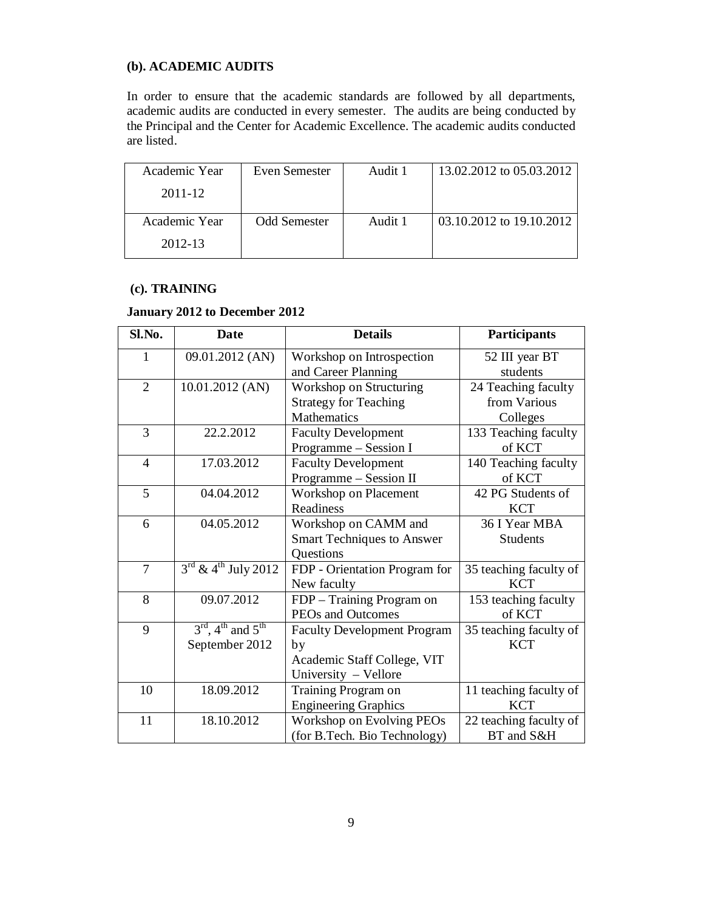### (b). ACADEMIC AUDITS

In order to ensure that the academic standards are followed by all departments, academic audits are conducted in every semester. The audits are being conducted by the Principal and the Center for Academic Excellence. The academic audits conducted are listed.

| Academic Year 2011-12 | Even Semester | Audit 1 | 13.02.2012 to 05.03.2012 |
|---|---|---|---|
| Academic Year 2012-13 | Odd Semester | Audit 1 | 03.10.2012 to 19.10.2012 |

### (c). TRAINING

**January 2012 to December 2012**

| Sl.No. | Date | Details | Participants |
|---|---|---|---|
| 1 | 09.01.2012 (AN) | Workshop on Introspection and Career Planning | 52 III year BT students |
| 2 | 10.01.2012 (AN) | Workshop on Structuring Strategy for Teaching Mathematics | 24 Teaching faculty from Various Colleges |
| 3 | 22.2.2012 | Faculty Development Programme – Session I | 133 Teaching faculty of KCT |
| 4 | 17.03.2012 | Faculty Development Programme – Session II | 140 Teaching faculty of KCT |
| 5 | 04.04.2012 | Workshop on Placement Readiness | 42 PG Students of KCT |
| 6 | 04.05.2012 | Workshop on CAMM and Smart Techniques to Answer Questions | 36 I Year MBA Students |
| 7 | 3rd & 4th July 2012 | FDP - Orientation Program for New faculty | 35 teaching faculty of KCT |
| 8 | 09.07.2012 | FDP – Training Program on PEOs and Outcomes | 153 teaching faculty of KCT |
| 9 | 3rd, 4th and 5th September 2012 | Faculty Development Program by Academic Staff College, VIT University – Vellore | 35 teaching faculty of KCT |
| 10 | 18.09.2012 | Training Program on Engineering Graphics | 11 teaching faculty of KCT |
| 11 | 18.10.2012 | Workshop on Evolving PEOs (for B.Tech. Bio Technology) | 22 teaching faculty of BT and S&H |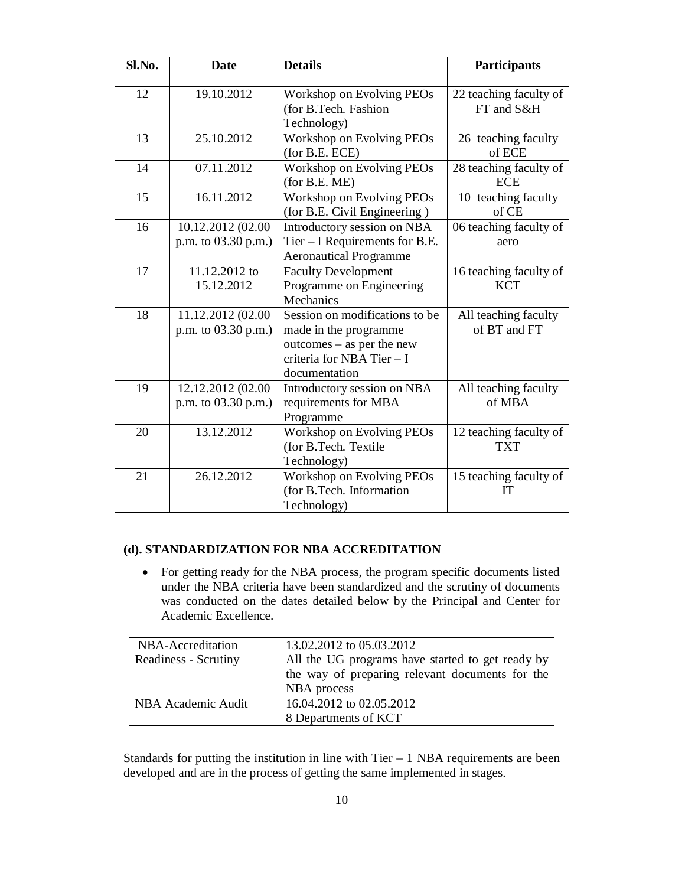| Sl.No. | Date | Details | Participants |
|---|---|---|---|
| 12 | 19.10.2012 | Workshop on Evolving PEOs (for B.Tech. Fashion Technology) | 22 teaching faculty of FT and S&H |
| 13 | 25.10.2012 | Workshop on Evolving PEOs (for B.E. ECE) | 26 teaching faculty of ECE |
| 14 | 07.11.2012 | Workshop on Evolving PEOs (for B.E. ME) | 28 teaching faculty of ECE |
| 15 | 16.11.2012 | Workshop on Evolving PEOs (for B.E. Civil Engineering ) | 10 teaching faculty of CE |
| 16 | 10.12.2012 (02.00 p.m. to 03.30 p.m.) | Introductory session on NBA Tier – I Requirements for B.E. Aeronautical Programme | 06 teaching faculty of aero |
| 17 | 11.12.2012 to 15.12.2012 | Faculty Development Programme on Engineering Mechanics | 16 teaching faculty of KCT |
| 18 | 11.12.2012 (02.00 p.m. to 03.30 p.m.) | Session on modifications to be made in the programme outcomes – as per the new criteria for NBA Tier – I documentation | All teaching faculty of BT and FT |
| 19 | 12.12.2012 (02.00 p.m. to 03.30 p.m.) | Introductory session on NBA requirements for MBA Programme | All teaching faculty of MBA |
| 20 | 13.12.2012 | Workshop on Evolving PEOs (for B.Tech. Textile Technology) | 12 teaching faculty of TXT |
| 21 | 26.12.2012 | Workshop on Evolving PEOs (for B.Tech. Information Technology) | 15 teaching faculty of IT |

**(d). STANDARDIZATION FOR NBA ACCREDITATION**

- For getting ready for the NBA process, the program specific documents listed under the NBA criteria have been standardized and the scrutiny of documents was conducted on the dates detailed below by the Principal and Center for Academic Excellence.

| | |
|---|---|
| NBA-Accreditation Readiness - Scrutiny | 13.02.2012 to 05.03.2012<br>All the UG programs have started to get ready by the way of preparing relevant documents for the NBA process |
| NBA Academic Audit | 16.04.2012 to 02.05.2012<br>8 Departments of KCT |

Standards for putting the institution in line with Tier – 1 NBA requirements are been developed and are in the process of getting the same implemented in stages.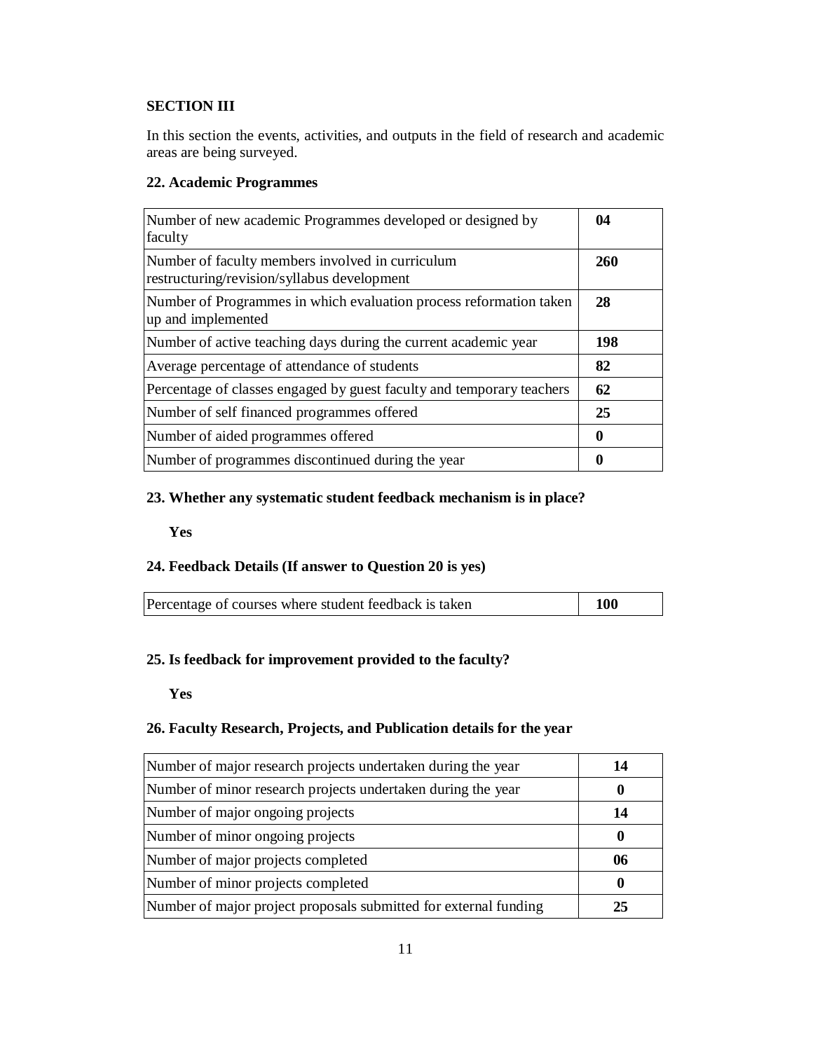**SECTION III**

In this section the events, activities, and outputs in the field of research and academic areas are being surveyed.

**22. Academic Programmes**

| | |
|---|---|
| Number of new academic Programmes developed or designed by faculty | **04** |
| Number of faculty members involved in curriculum restructuring/revision/syllabus development | **260** |
| Number of Programmes in which evaluation process reformation taken up and implemented | **28** |
| Number of active teaching days during the current academic year | **198** |
| Average percentage of attendance of students | **82** |
| Percentage of classes engaged by guest faculty and temporary teachers | **62** |
| Number of self financed programmes offered | **25** |
| Number of aided programmes offered | **0** |
| Number of programmes discontinued during the year | **0** |

**23. Whether any systematic student feedback mechanism is in place?**

**Yes**

**24. Feedback Details (If answer to Question 20 is yes)**

| | |
|---|---|
| Percentage of courses where student feedback is taken | **100** |

**25. Is feedback for improvement provided to the faculty?**

**Yes**

**26. Faculty Research, Projects, and Publication details for the year**

| | |
|---|---|
| Number of major research projects undertaken during the year | **14** |
| Number of minor research projects undertaken during the year | **0** |
| Number of major ongoing projects | **14** |
| Number of minor ongoing projects | **0** |
| Number of major projects completed | **06** |
| Number of minor projects completed | **0** |
| Number of major project proposals submitted for external funding | **25** |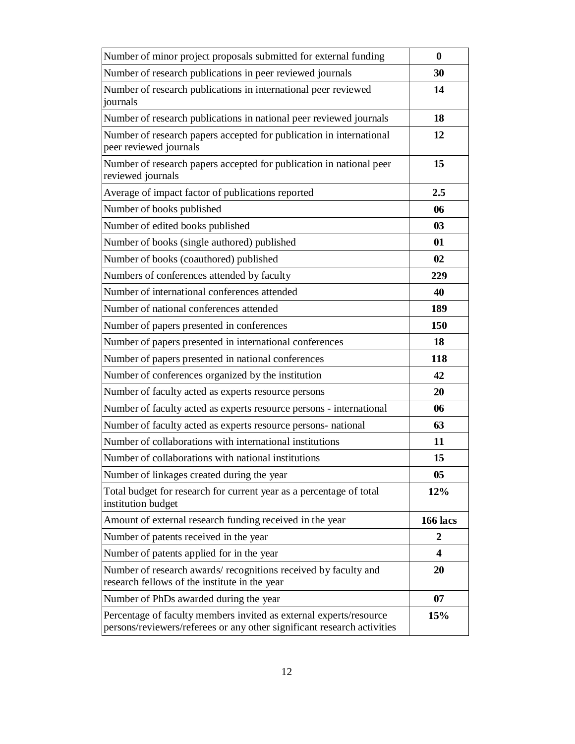| Number of minor project proposals submitted for external funding | **0** |
|---|---|
| Number of research publications in peer reviewed journals | **30** |
| Number of research publications in international peer reviewed journals | **14** |
| Number of research publications in national peer reviewed journals | **18** |
| Number of research papers accepted for publication in international peer reviewed journals | **12** |
| Number of research papers accepted for publication in national peer reviewed journals | **15** |
| Average of impact factor of publications reported | **2.5** |
| Number of books published | **06** |
| Number of edited books published | **03** |
| Number of books (single authored) published | **01** |
| Number of books (coauthored) published | **02** |
| Numbers of conferences attended by faculty | **229** |
| Number of international conferences attended | **40** |
| Number of national conferences attended | **189** |
| Number of papers presented in conferences | **150** |
| Number of papers presented in international conferences | **18** |
| Number of papers presented in national conferences | **118** |
| Number of conferences organized by the institution | **42** |
| Number of faculty acted as experts resource persons | **20** |
| Number of faculty acted as experts resource persons - international | **06** |
| Number of faculty acted as experts resource persons- national | **63** |
| Number of collaborations with international institutions | **11** |
| Number of collaborations with national institutions | **15** |
| Number of linkages created during the year | **05** |
| Total budget for research for current year as a percentage of total institution budget | **12%** |
| Amount of external research funding received in the year | **166 lacs** |
| Number of patents received in the year | **2** |
| Number of patents applied for in the year | **4** |
| Number of research awards/ recognitions received by faculty and research fellows of the institute in the year | **20** |
| Number of PhDs awarded during the year | **07** |
| Percentage of faculty members invited as external experts/resource persons/reviewers/referees or any other significant research activities | **15%** |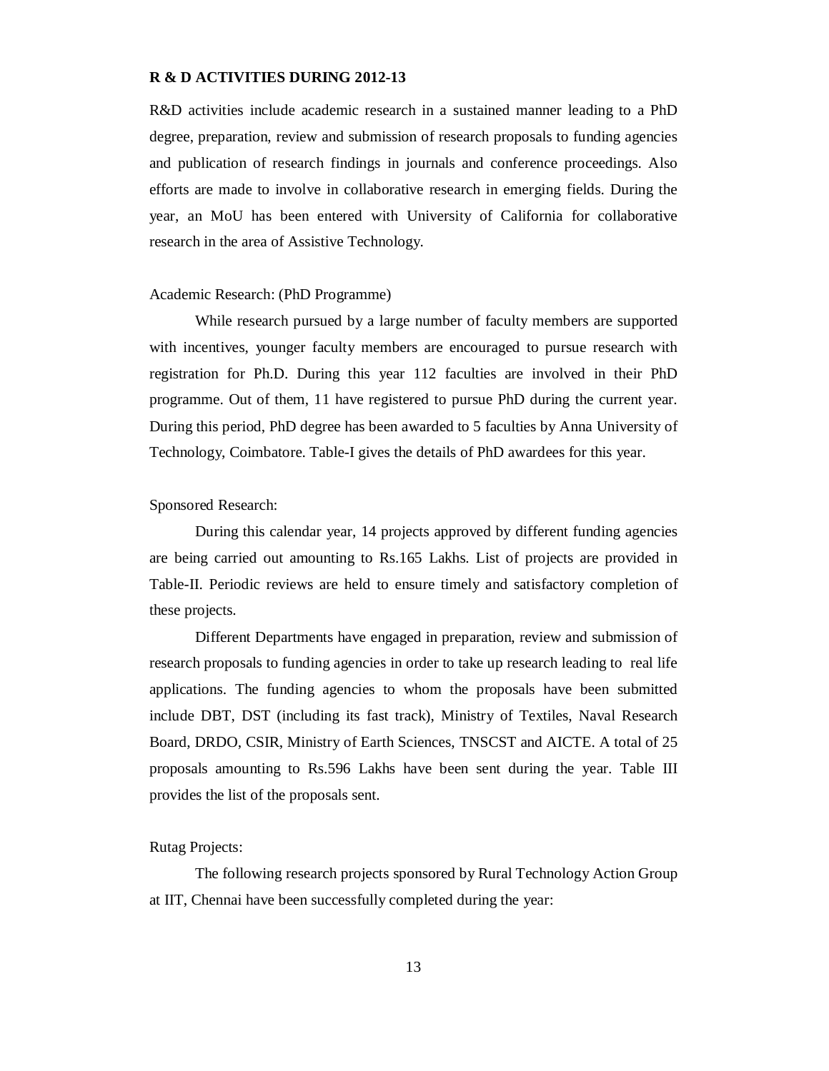## R & D ACTIVITIES DURING 2012-13

R&D activities include academic research in a sustained manner leading to a PhD degree, preparation, review and submission of research proposals to funding agencies and publication of research findings in journals and conference proceedings. Also efforts are made to involve in collaborative research in emerging fields. During the year, an MoU has been entered with University of California for collaborative research in the area of Assistive Technology.

### Academic Research: (PhD Programme)

While research pursued by a large number of faculty members are supported with incentives, younger faculty members are encouraged to pursue research with registration for Ph.D. During this year 112 faculties are involved in their PhD programme. Out of them, 11 have registered to pursue PhD during the current year. During this period, PhD degree has been awarded to 5 faculties by Anna University of Technology, Coimbatore. Table-I gives the details of PhD awardees for this year.

### Sponsored Research:

During this calendar year, 14 projects approved by different funding agencies are being carried out amounting to Rs.165 Lakhs. List of projects are provided in Table-II. Periodic reviews are held to ensure timely and satisfactory completion of these projects.

Different Departments have engaged in preparation, review and submission of research proposals to funding agencies in order to take up research leading to real life applications. The funding agencies to whom the proposals have been submitted include DBT, DST (including its fast track), Ministry of Textiles, Naval Research Board, DRDO, CSIR, Ministry of Earth Sciences, TNSCST and AICTE. A total of 25 proposals amounting to Rs.596 Lakhs have been sent during the year. Table III provides the list of the proposals sent.

### Rutag Projects:

The following research projects sponsored by Rural Technology Action Group at IIT, Chennai have been successfully completed during the year: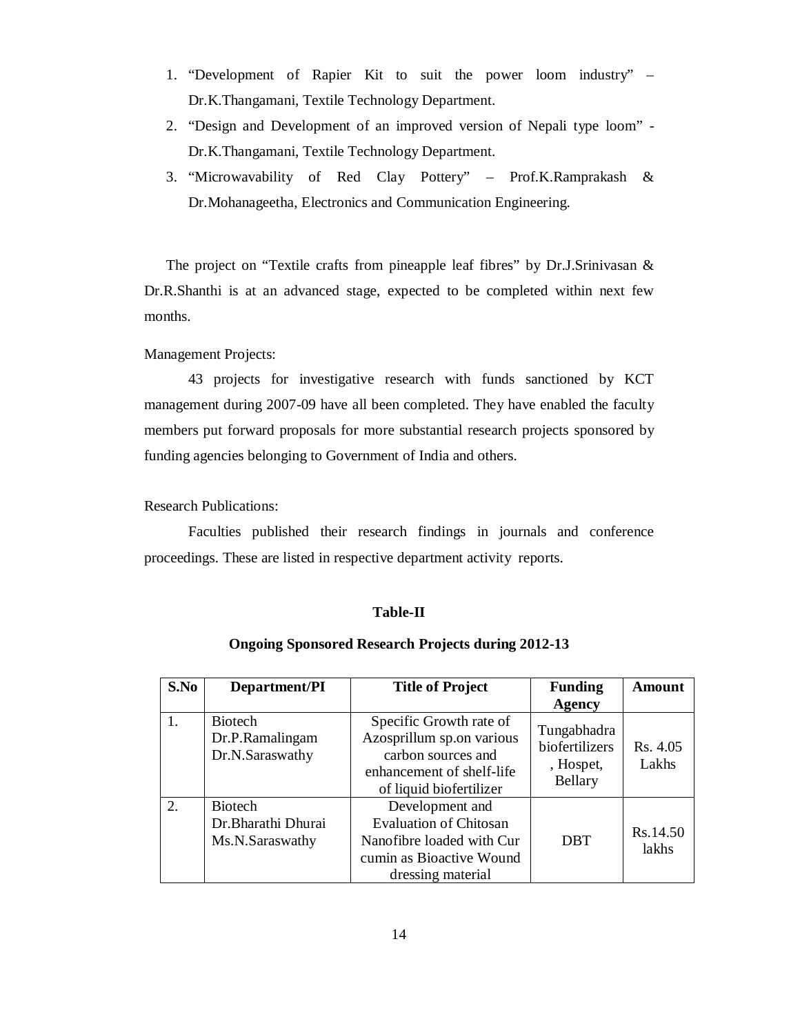1. "Development of Rapier Kit to suit the power loom industry" – Dr.K.Thangamani, Textile Technology Department.
2. "Design and Development of an improved version of Nepali type loom" - Dr.K.Thangamani, Textile Technology Department.
3. "Microwavability of Red Clay Pottery" – Prof.K.Ramprakash & Dr.Mohanageetha, Electronics and Communication Engineering.

The project on "Textile crafts from pineapple leaf fibres" by Dr.J.Srinivasan & Dr.R.Shanthi is at an advanced stage, expected to be completed within next few months.

Management Projects:

43 projects for investigative research with funds sanctioned by KCT management during 2007-09 have all been completed. They have enabled the faculty members put forward proposals for more substantial research projects sponsored by funding agencies belonging to Government of India and others.

Research Publications:

Faculties published their research findings in journals and conference proceedings. These are listed in respective department activity reports.

**Table-II**

**Ongoing Sponsored Research Projects during 2012-13**

| S.No | Department/PI | Title of Project | Funding Agency | Amount |
|---|---|---|---|---|
| 1. | Biotech Dr.P.Ramalingam Dr.N.Saraswathy | Specific Growth rate of Azosprillum sp.on various carbon sources and enhancement of shelf-life of liquid biofertilizer | Tungabhadra biofertilizers , Hospet, Bellary | Rs. 4.05 Lakhs |
| 2. | Biotech Dr.Bharathi Dhurai Ms.N.Saraswathy | Development and Evaluation of Chitosan Nanofibre loaded with Cur cumin as Bioactive Wound dressing material | DBT | Rs.14.50 lakhs |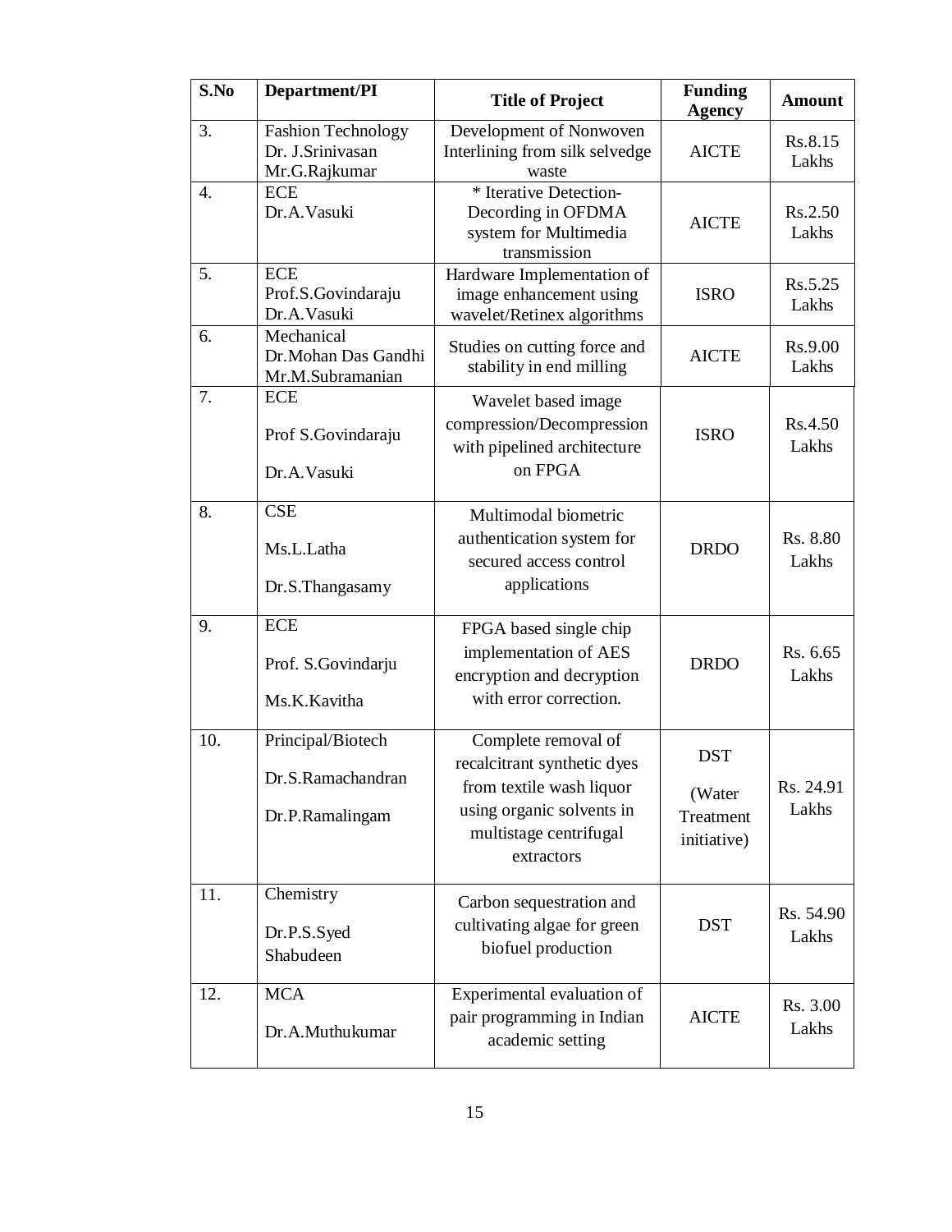| S.No | Department/PI | Title of Project | Funding Agency | Amount |
|---|---|---|---|---|
| 3. | Fashion Technology<br>Dr. J.Srinivasan<br>Mr.G.Rajkumar | Development of Nonwoven Interlining from silk selvedge waste | AICTE | Rs.8.15 Lakhs |
| 4. | ECE<br>Dr.A.Vasuki | * Iterative Detection-Decording in OFDMA system for Multimedia transmission | AICTE | Rs.2.50 Lakhs |
| 5. | ECE<br>Prof.S.Govindaraju<br>Dr.A.Vasuki | Hardware Implementation of image enhancement using wavelet/Retinex algorithms | ISRO | Rs.5.25 Lakhs |
| 6. | Mechanical<br>Dr.Mohan Das Gandhi<br>Mr.M.Subramanian | Studies on cutting force and stability in end milling | AICTE | Rs.9.00 Lakhs |
| 7. | ECE<br>Prof S.Govindaraju<br>Dr.A.Vasuki | Wavelet based image compression/Decompression with pipelined architecture on FPGA | ISRO | Rs.4.50 Lakhs |
| 8. | CSE<br>Ms.L.Latha<br>Dr.S.Thangasamy | Multimodal biometric authentication system for secured access control applications | DRDO | Rs. 8.80 Lakhs |
| 9. | ECE<br>Prof. S.Govindarju<br>Ms.K.Kavitha | FPGA based single chip implementation of AES encryption and decryption with error correction. | DRDO | Rs. 6.65 Lakhs |
| 10. | Principal/Biotech<br>Dr.S.Ramachandran<br>Dr.P.Ramalingam | Complete removal of recalcitrant synthetic dyes from textile wash liquor using organic solvents in multistage centrifugal extractors | DST<br>(Water Treatment initiative) | Rs. 24.91 Lakhs |
| 11. | Chemistry<br>Dr.P.S.Syed Shabudeen | Carbon sequestration and cultivating algae for green biofuel production | DST | Rs. 54.90 Lakhs |
| 12. | MCA<br>Dr.A.Muthukumar | Experimental evaluation of pair programming in Indian academic setting | AICTE | Rs. 3.00 Lakhs |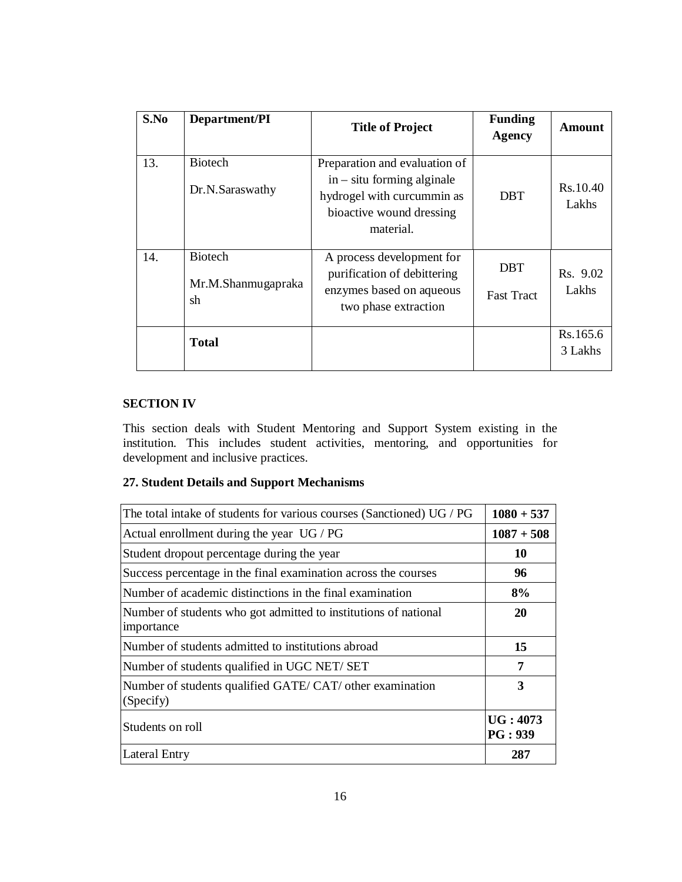| S.No | Department/PI | Title of Project | Funding Agency | Amount |
|---|---|---|---|---|
| 13. | Biotech<br>Dr.N.Saraswathy | Preparation and evaluation of in – situ forming alginale hydrogel with curcummin as bioactive wound dressing material. | DBT | Rs.10.40 Lakhs |
| 14. | Biotech<br>Mr.M.Shanmugaprakash | A process development for purification of debittering enzymes based on aqueous two phase extraction | DBT<br>Fast Tract | Rs. 9.02 Lakhs |
| | **Total** | | | Rs.165.63 Lakhs |

## SECTION IV

This section deals with Student Mentoring and Support System existing in the institution. This includes student activities, mentoring, and opportunities for development and inclusive practices.

### 27. Student Details and Support Mechanisms

| | |
|---|---|
| The total intake of students for various courses (Sanctioned) UG / PG | **1080 + 537** |
| Actual enrollment during the year UG / PG | **1087 + 508** |
| Student dropout percentage during the year | **10** |
| Success percentage in the final examination across the courses | **96** |
| Number of academic distinctions in the final examination | **8%** |
| Number of students who got admitted to institutions of national importance | **20** |
| Number of students admitted to institutions abroad | **15** |
| Number of students qualified in UGC NET/ SET | **7** |
| Number of students qualified GATE/ CAT/ other examination (Specify) | **3** |
| Students on roll | **UG : 4073**<br>**PG : 939** |
| Lateral Entry | **287** |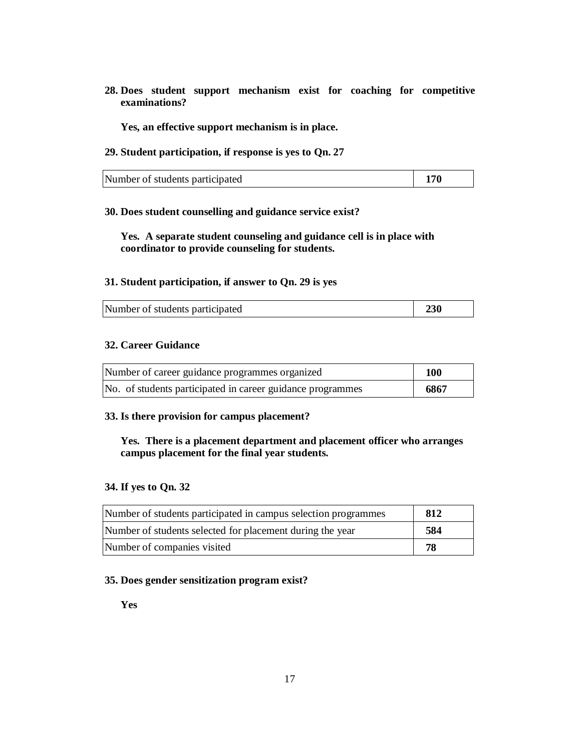**28. Does student support mechanism exist for coaching for competitive examinations?**

**Yes, an effective support mechanism is in place.**

**29. Student participation, if response is yes to Qn. 27**

| Number of students participated | **170** |
|---|---|

**30. Does student counselling and guidance service exist?**

**Yes. A separate student counseling and guidance cell is in place with coordinator to provide counseling for students.**

**31. Student participation, if answer to Qn. 29 is yes**

| Number of students participated | **230** |
|---|---|

**32. Career Guidance**

| Number of career guidance programmes organized | **100** |
|---|---|
| No. of students participated in career guidance programmes | **6867** |

**33. Is there provision for campus placement?**

**Yes. There is a placement department and placement officer who arranges campus placement for the final year students.**

**34. If yes to Qn. 32**

| Number of students participated in campus selection programmes | **812** |
|---|---|
| Number of students selected for placement during the year | **584** |
| Number of companies visited | **78** |

**35. Does gender sensitization program exist?**

**Yes**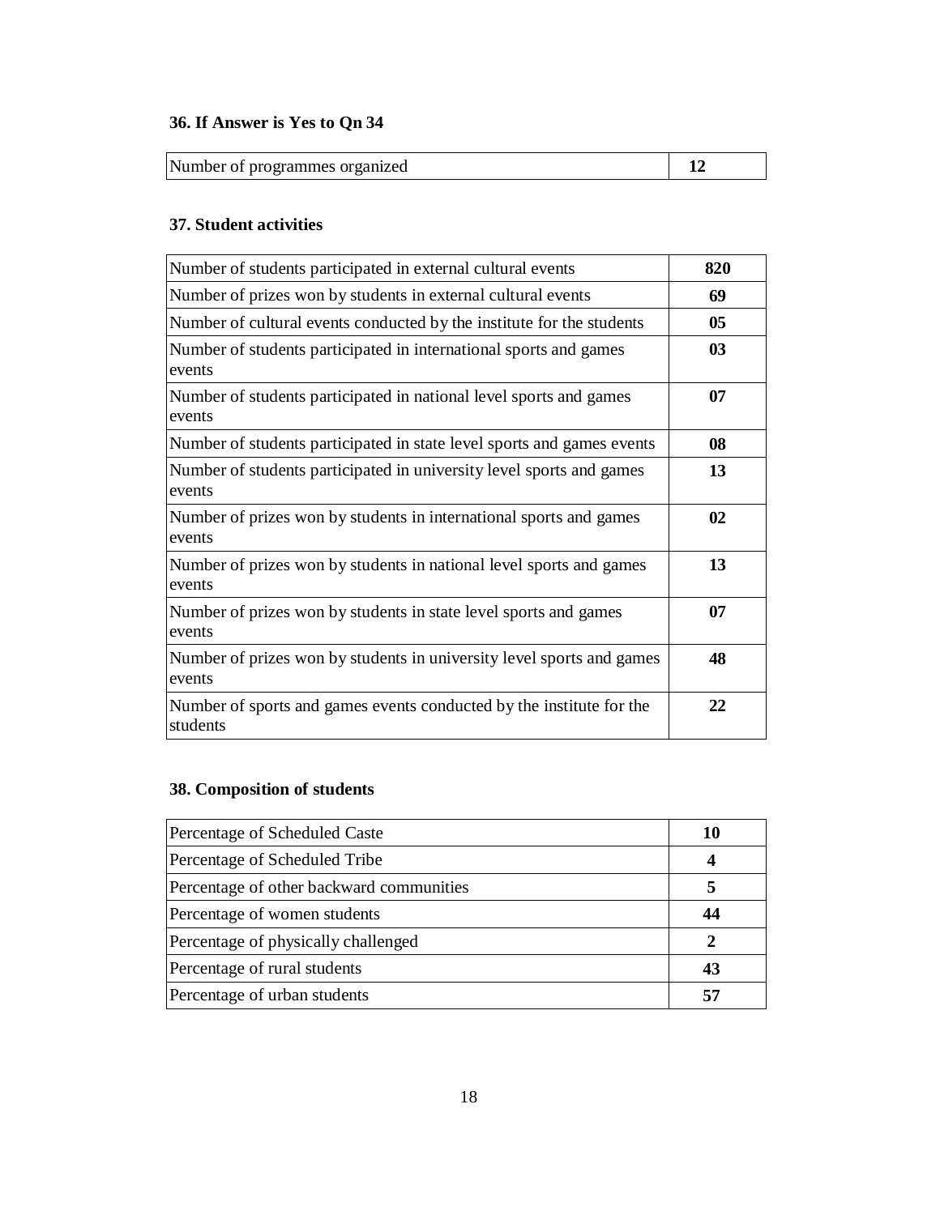### 36. If Answer is Yes to Qn 34

| | |
|---|---|
| Number of programmes organized | **12** |

### 37. Student activities

| | |
|---|---|
| Number of students participated in external cultural events | **820** |
| Number of prizes won by students in external cultural events | **69** |
| Number of cultural events conducted by the institute for the students | **05** |
| Number of students participated in international sports and games events | **03** |
| Number of students participated in national level sports and games events | **07** |
| Number of students participated in state level sports and games events | **08** |
| Number of students participated in university level sports and games events | **13** |
| Number of prizes won by students in international sports and games events | **02** |
| Number of prizes won by students in national level sports and games events | **13** |
| Number of prizes won by students in state level sports and games events | **07** |
| Number of prizes won by students in university level sports and games events | **48** |
| Number of sports and games events conducted by the institute for the students | **22** |

### 38. Composition of students

| | |
|---|---|
| Percentage of Scheduled Caste | **10** |
| Percentage of Scheduled Tribe | **4** |
| Percentage of other backward communities | **5** |
| Percentage of women students | **44** |
| Percentage of physically challenged | **2** |
| Percentage of rural students | **43** |
| Percentage of urban students | **57** |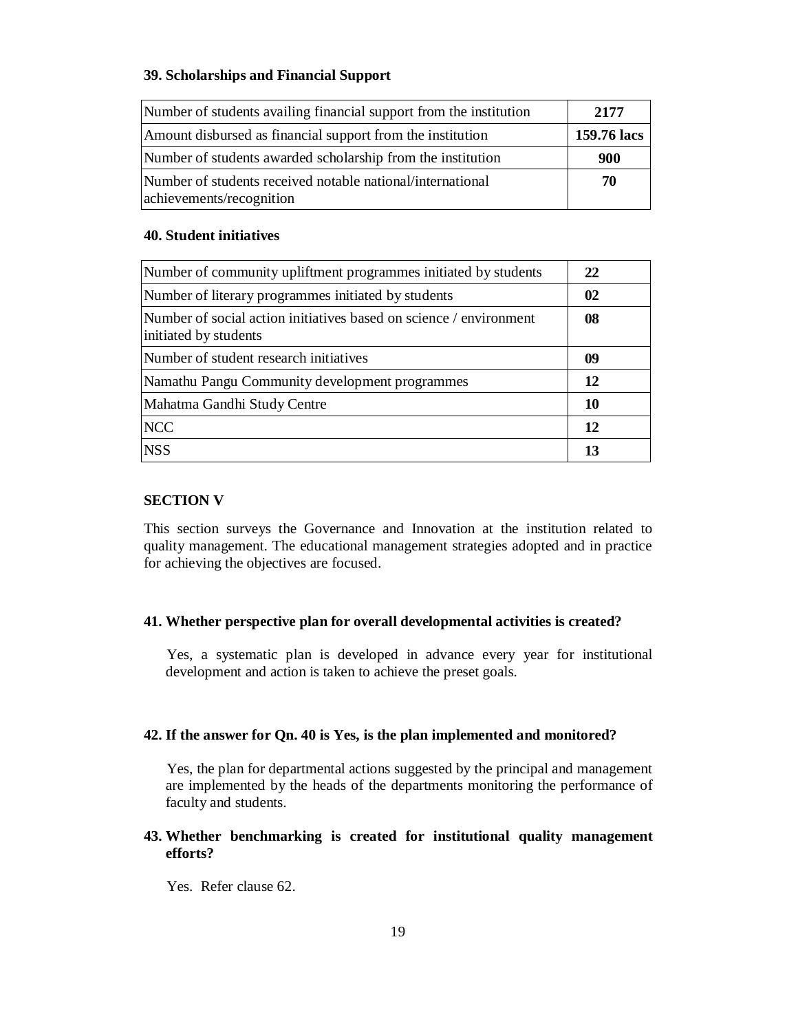### 39. Scholarships and Financial Support

| | |
|---|---|
| Number of students availing financial support from the institution | **2177** |
| Amount disbursed as financial support from the institution | **159.76 lacs** |
| Number of students awarded scholarship from the institution | **900** |
| Number of students received notable national/international achievements/recognition | **70** |

### 40. Student initiatives

| | |
|---|---|
| Number of community upliftment programmes initiated by students | **22** |
| Number of literary programmes initiated by students | **02** |
| Number of social action initiatives based on science / environment initiated by students | **08** |
| Number of student research initiatives | **09** |
| Namathu Pangu Community development programmes | **12** |
| Mahatma Gandhi Study Centre | **10** |
| NCC | **12** |
| NSS | **13** |

## SECTION V

This section surveys the Governance and Innovation at the institution related to quality management. The educational management strategies adopted and in practice for achieving the objectives are focused.

### 41. Whether perspective plan for overall developmental activities is created?

Yes, a systematic plan is developed in advance every year for institutional development and action is taken to achieve the preset goals.

### 42. If the answer for Qn. 40 is Yes, is the plan implemented and monitored?

Yes, the plan for departmental actions suggested by the principal and management are implemented by the heads of the departments monitoring the performance of faculty and students.

### 43. Whether benchmarking is created for institutional quality management efforts?

Yes. Refer clause 62.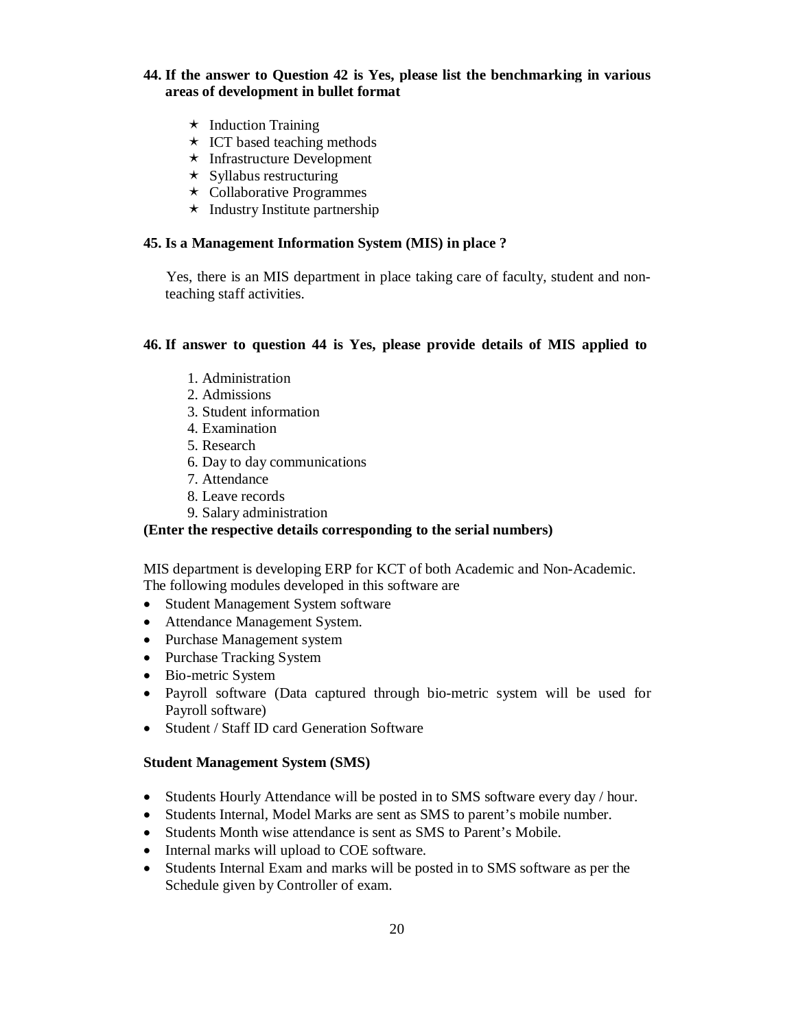**44. If the answer to Question 42 is Yes, please list the benchmarking in various areas of development in bullet format**

- ⋆ Induction Training
- ⋆ ICT based teaching methods
- ⋆ Infrastructure Development
- ⋆ Syllabus restructuring
- ⋆ Collaborative Programmes
- ⋆ Industry Institute partnership

**45. Is a Management Information System (MIS) in place ?**

Yes, there is an MIS department in place taking care of faculty, student and non-teaching staff activities.

**46. If answer to question 44 is Yes, please provide details of MIS applied to**

1. Administration
2. Admissions
3. Student information
4. Examination
5. Research
6. Day to day communications
7. Attendance
8. Leave records
9. Salary administration

**(Enter the respective details corresponding to the serial numbers)**

MIS department is developing ERP for KCT of both Academic and Non-Academic. The following modules developed in this software are

- Student Management System software
- Attendance Management System.
- Purchase Management system
- Purchase Tracking System
- Bio-metric System
- Payroll software (Data captured through bio-metric system will be used for Payroll software)
- Student / Staff ID card Generation Software

**Student Management System (SMS)**

- Students Hourly Attendance will be posted in to SMS software every day / hour.
- Students Internal, Model Marks are sent as SMS to parent's mobile number.
- Students Month wise attendance is sent as SMS to Parent's Mobile.
- Internal marks will upload to COE software.
- Students Internal Exam and marks will be posted in to SMS software as per the Schedule given by Controller of exam.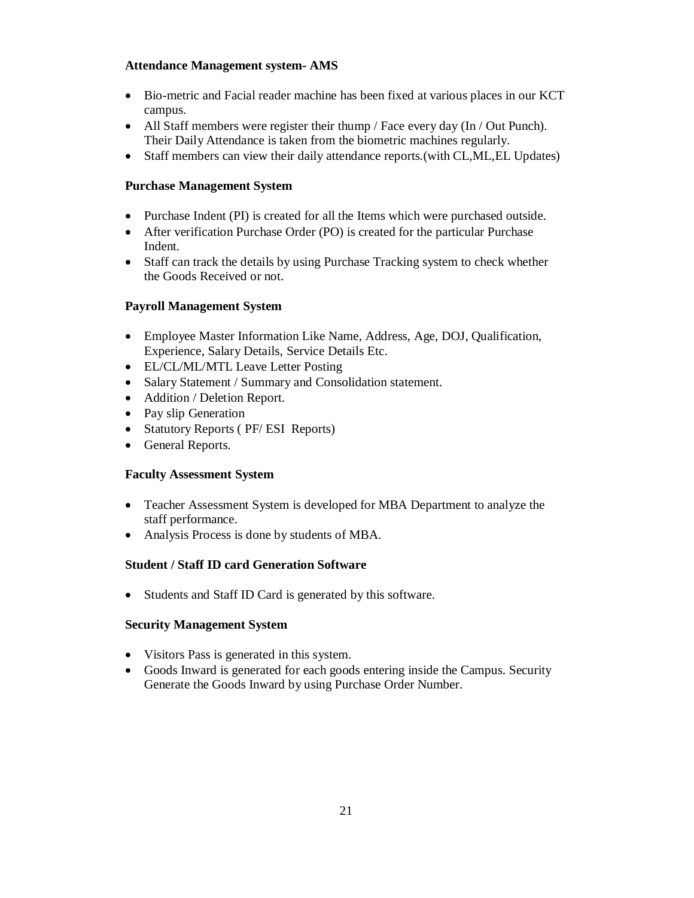**Attendance Management system- AMS**

- Bio-metric and Facial reader machine has been fixed at various places in our KCT campus.
- All Staff members were register their thump / Face every day (In / Out Punch). Their Daily Attendance is taken from the biometric machines regularly.
- Staff members can view their daily attendance reports.(with CL,ML,EL Updates)

**Purchase Management System**

- Purchase Indent (PI) is created for all the Items which were purchased outside.
- After verification Purchase Order (PO) is created for the particular Purchase Indent.
- Staff can track the details by using Purchase Tracking system to check whether the Goods Received or not.

**Payroll Management System**

- Employee Master Information Like Name, Address, Age, DOJ, Qualification, Experience, Salary Details, Service Details Etc.
- EL/CL/ML/MTL Leave Letter Posting
- Salary Statement / Summary and Consolidation statement.
- Addition / Deletion Report.
- Pay slip Generation
- Statutory Reports ( PF/ ESI Reports)
- General Reports.

**Faculty Assessment System**

- Teacher Assessment System is developed for MBA Department to analyze the staff performance.
- Analysis Process is done by students of MBA.

**Student / Staff ID card Generation Software**

- Students and Staff ID Card is generated by this software.

**Security Management System**

- Visitors Pass is generated in this system.
- Goods Inward is generated for each goods entering inside the Campus. Security Generate the Goods Inward by using Purchase Order Number.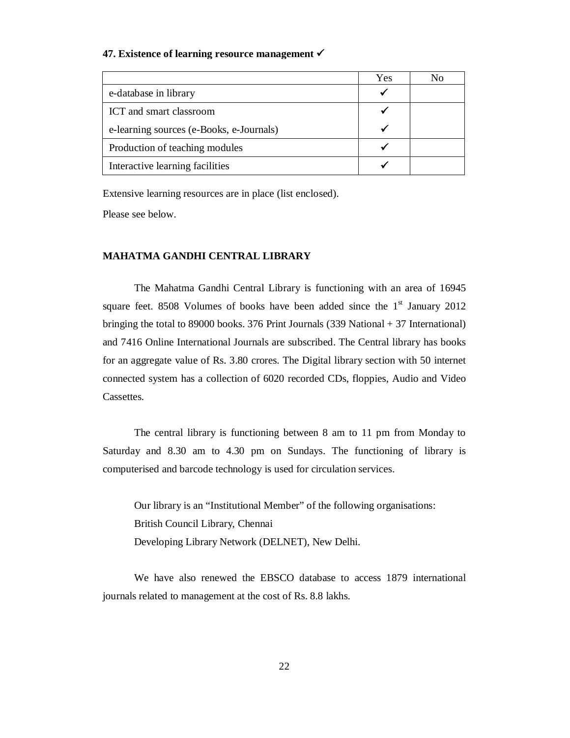**47. Existence of learning resource management ✓**

| | Yes | No |
|---|---|---|
| e-database in library | ✓ | |
| ICT and smart classroom | ✓ | |
| e-learning sources (e-Books, e-Journals) | ✓ | |
| Production of teaching modules | ✓ | |
| Interactive learning facilities | ✓ | |

Extensive learning resources are in place (list enclosed).

Please see below.

**MAHATMA GANDHI CENTRAL LIBRARY**

The Mahatma Gandhi Central Library is functioning with an area of 16945 square feet. 8508 Volumes of books have been added since the 1st January 2012 bringing the total to 89000 books. 376 Print Journals (339 National + 37 International) and 7416 Online International Journals are subscribed. The Central library has books for an aggregate value of Rs. 3.80 crores. The Digital library section with 50 internet connected system has a collection of 6020 recorded CDs, floppies, Audio and Video Cassettes.

The central library is functioning between 8 am to 11 pm from Monday to Saturday and 8.30 am to 4.30 pm on Sundays. The functioning of library is computerised and barcode technology is used for circulation services.

Our library is an "Institutional Member" of the following organisations:
British Council Library, Chennai
Developing Library Network (DELNET), New Delhi.

We have also renewed the EBSCO database to access 1879 international journals related to management at the cost of Rs. 8.8 lakhs.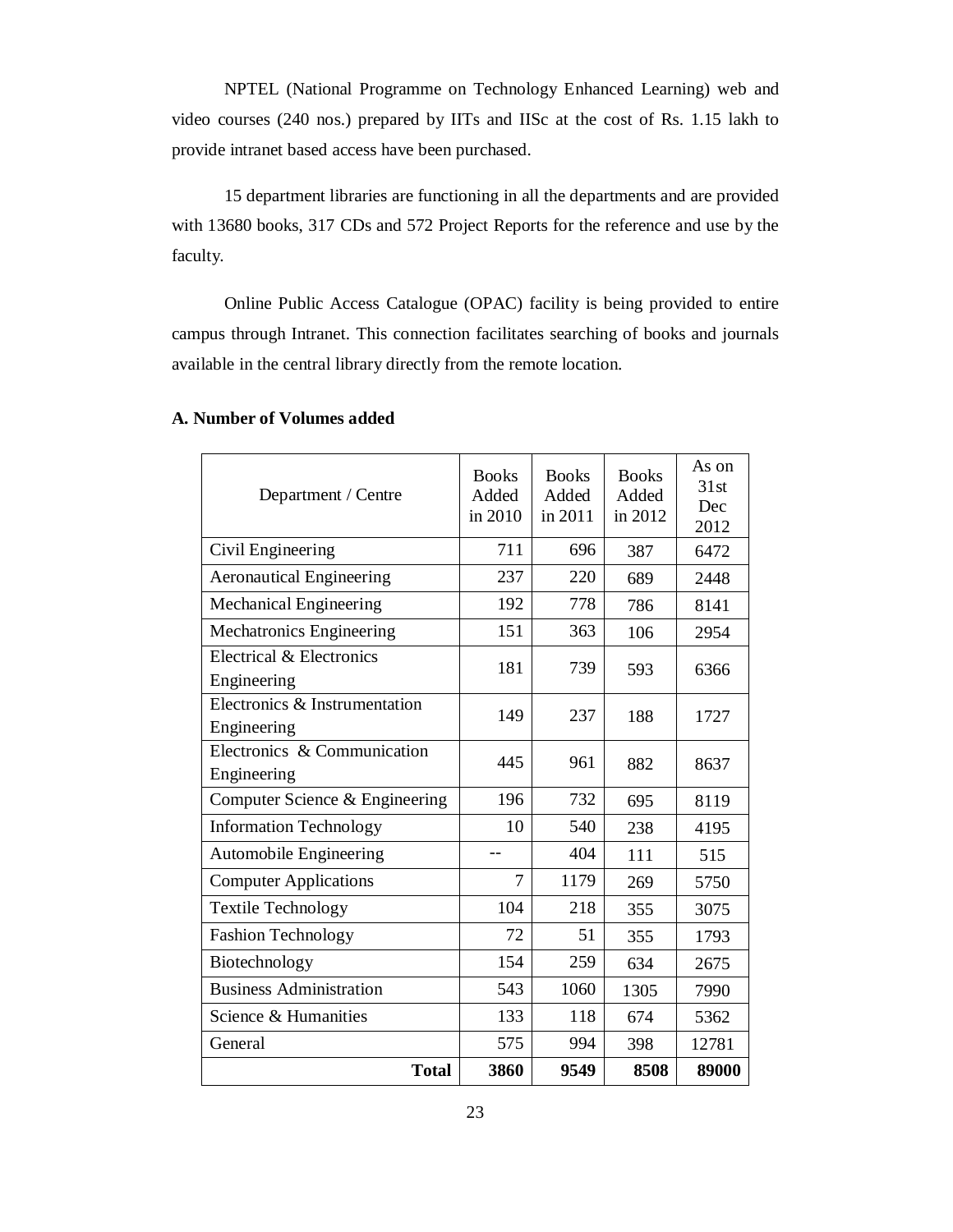NPTEL (National Programme on Technology Enhanced Learning) web and video courses (240 nos.) prepared by IITs and IISc at the cost of Rs. 1.15 lakh to provide intranet based access have been purchased.

15 department libraries are functioning in all the departments and are provided with 13680 books, 317 CDs and 572 Project Reports for the reference and use by the faculty.

Online Public Access Catalogue (OPAC) facility is being provided to entire campus through Intranet. This connection facilitates searching of books and journals available in the central library directly from the remote location.

**A. Number of Volumes added**

| Department / Centre | Books Added in 2010 | Books Added in 2011 | Books Added in 2012 | As on 31st Dec 2012 |
|---|---|---|---|---|
| Civil Engineering | 711 | 696 | 387 | 6472 |
| Aeronautical Engineering | 237 | 220 | 689 | 2448 |
| Mechanical Engineering | 192 | 778 | 786 | 8141 |
| Mechatronics Engineering | 151 | 363 | 106 | 2954 |
| Electrical & Electronics Engineering | 181 | 739 | 593 | 6366 |
| Electronics & Instrumentation Engineering | 149 | 237 | 188 | 1727 |
| Electronics & Communication Engineering | 445 | 961 | 882 | 8637 |
| Computer Science & Engineering | 196 | 732 | 695 | 8119 |
| Information Technology | 10 | 540 | 238 | 4195 |
| Automobile Engineering | -- | 404 | 111 | 515 |
| Computer Applications | 7 | 1179 | 269 | 5750 |
| Textile Technology | 104 | 218 | 355 | 3075 |
| Fashion Technology | 72 | 51 | 355 | 1793 |
| Biotechnology | 154 | 259 | 634 | 2675 |
| Business Administration | 543 | 1060 | 1305 | 7990 |
| Science & Humanities | 133 | 118 | 674 | 5362 |
| General | 575 | 994 | 398 | 12781 |
| **Total** | **3860** | **9549** | **8508** | **89000** |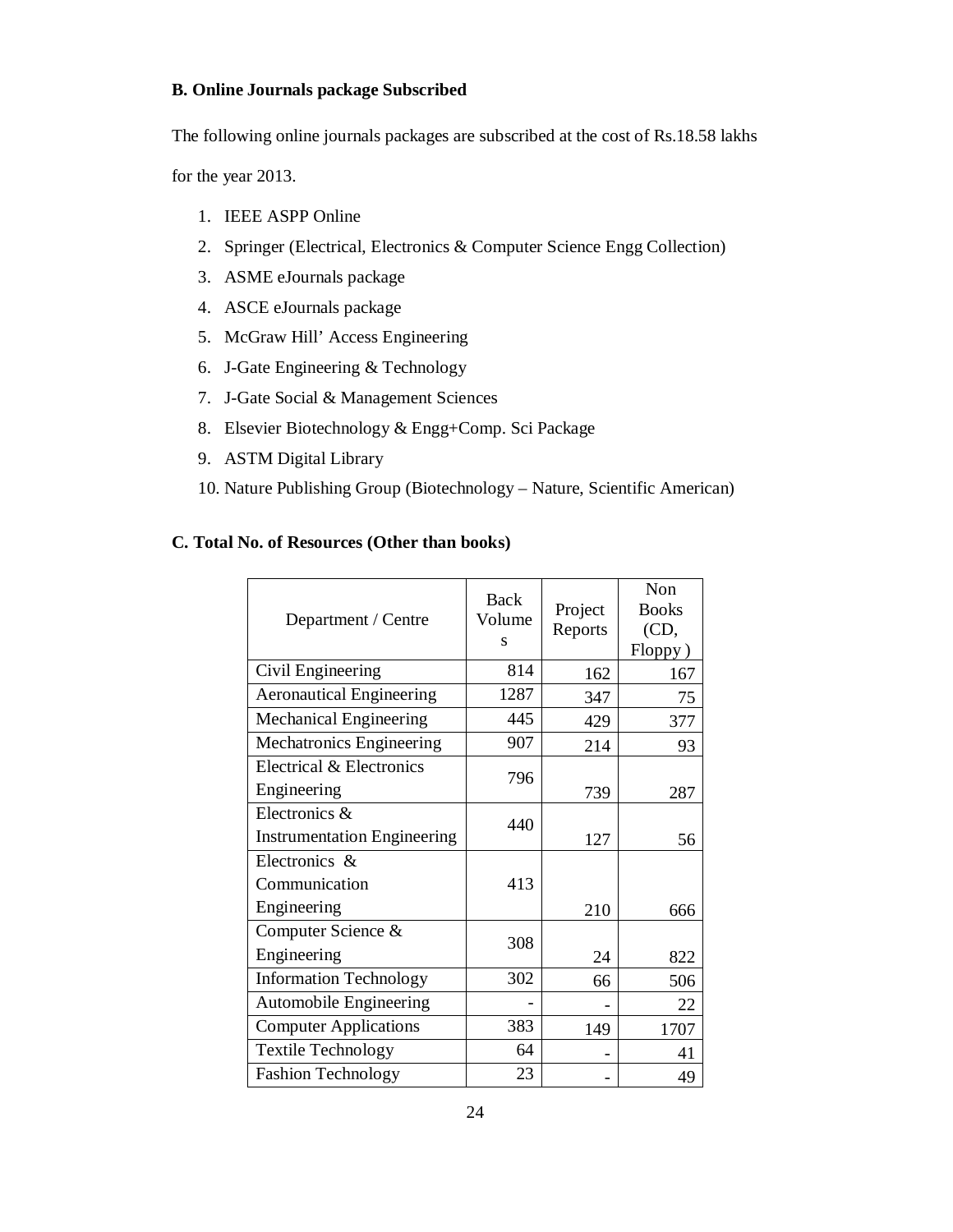### B. Online Journals package Subscribed

The following online journals packages are subscribed at the cost of Rs.18.58 lakhs for the year 2013.

1. IEEE ASPP Online
2. Springer (Electrical, Electronics & Computer Science Engg Collection)
3. ASME eJournals package
4. ASCE eJournals package
5. McGraw Hill' Access Engineering
6. J-Gate Engineering & Technology
7. J-Gate Social & Management Sciences
8. Elsevier Biotechnology & Engg+Comp. Sci Package
9. ASTM Digital Library
10. Nature Publishing Group (Biotechnology – Nature, Scientific American)

### C. Total No. of Resources (Other than books)

| Department / Centre | Back Volumes | Project Reports | Non Books (CD, Floppy ) |
|---|---|---|---|
| Civil Engineering | 814 | 162 | 167 |
| Aeronautical Engineering | 1287 | 347 | 75 |
| Mechanical Engineering | 445 | 429 | 377 |
| Mechatronics Engineering | 907 | 214 | 93 |
| Electrical & Electronics Engineering | 796 | 739 | 287 |
| Electronics & Instrumentation Engineering | 440 | 127 | 56 |
| Electronics & Communication Engineering | 413 | 210 | 666 |
| Computer Science & Engineering | 308 | 24 | 822 |
| Information Technology | 302 | 66 | 506 |
| Automobile Engineering | - | - | 22 |
| Computer Applications | 383 | 149 | 1707 |
| Textile Technology | 64 | - | 41 |
| Fashion Technology | 23 | - | 49 |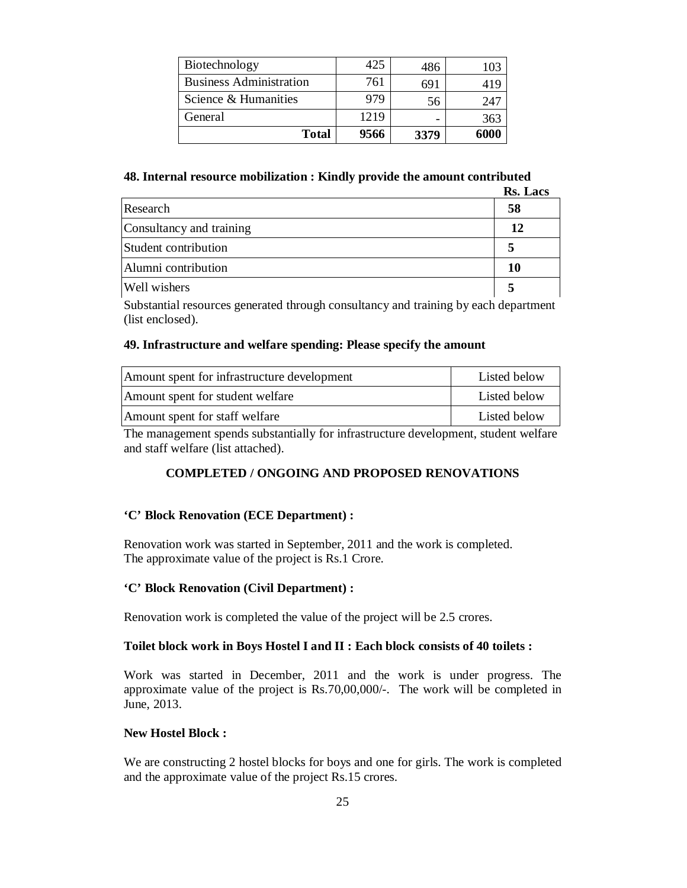| Biotechnology | 425 | 486 | 103 |
|---|---|---|---|
| Business Administration | 761 | 691 | 419 |
| Science & Humanities | 979 | 56 | 247 |
| General | 1219 | - | 363 |
| **Total** | **9566** | **3379** | **6000** |

### 48. Internal resource mobilization : Kindly provide the amount contributed

| | **Rs. Lacs** |
|---|---|
| Research | **58** |
| Consultancy and training | **12** |
| Student contribution | **5** |
| Alumni contribution | **10** |
| Well wishers | **5** |

Substantial resources generated through consultancy and training by each department (list enclosed).

### 49. Infrastructure and welfare spending: Please specify the amount

| | |
|---|---|
| Amount spent for infrastructure development | Listed below |
| Amount spent for student welfare | Listed below |
| Amount spent for staff welfare | Listed below |

The management spends substantially for infrastructure development, student welfare and staff welfare (list attached).

## COMPLETED / ONGOING AND PROPOSED RENOVATIONS

**'C' Block Renovation (ECE Department) :**

Renovation work was started in September, 2011 and the work is completed.
The approximate value of the project is Rs.1 Crore.

**'C' Block Renovation (Civil Department) :**

Renovation work is completed the value of the project will be 2.5 crores.

**Toilet block work in Boys Hostel I and II : Each block consists of 40 toilets :**

Work was started in December, 2011 and the work is under progress. The approximate value of the project is Rs.70,00,000/-. The work will be completed in June, 2013.

**New Hostel Block :**

We are constructing 2 hostel blocks for boys and one for girls. The work is completed and the approximate value of the project Rs.15 crores.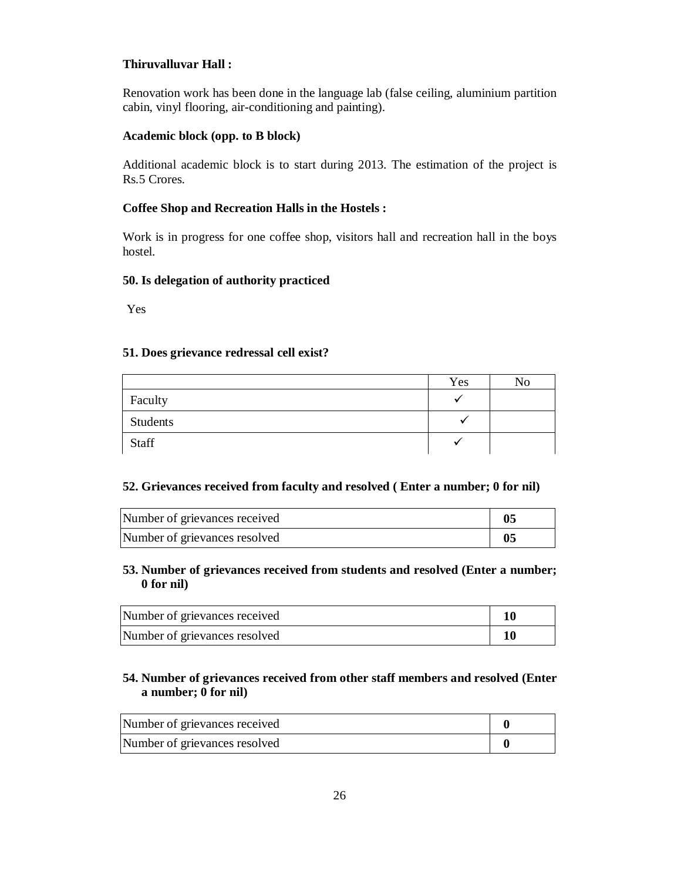**Thiruvalluvar Hall :**

Renovation work has been done in the language lab (false ceiling, aluminium partition cabin, vinyl flooring, air-conditioning and painting).

**Academic block (opp. to B block)**

Additional academic block is to start during 2013. The estimation of the project is Rs.5 Crores.

**Coffee Shop and Recreation Halls in the Hostels :**

Work is in progress for one coffee shop, visitors hall and recreation hall in the boys hostel.

**50. Is delegation of authority practiced**

Yes

**51. Does grievance redressal cell exist?**

| | Yes | No |
|---|---|---|
| Faculty | ✓ | |
| Students | ✓ | |
| Staff | ✓ | |

**52. Grievances received from faculty and resolved ( Enter a number; 0 for nil)**

| | |
|---|---|
| Number of grievances received | **05** |
| Number of grievances resolved | **05** |

**53. Number of grievances received from students and resolved (Enter a number; 0 for nil)**

| | |
|---|---|
| Number of grievances received | **10** |
| Number of grievances resolved | **10** |

**54. Number of grievances received from other staff members and resolved (Enter a number; 0 for nil)**

| | |
|---|---|
| Number of grievances received | **0** |
| Number of grievances resolved | **0** |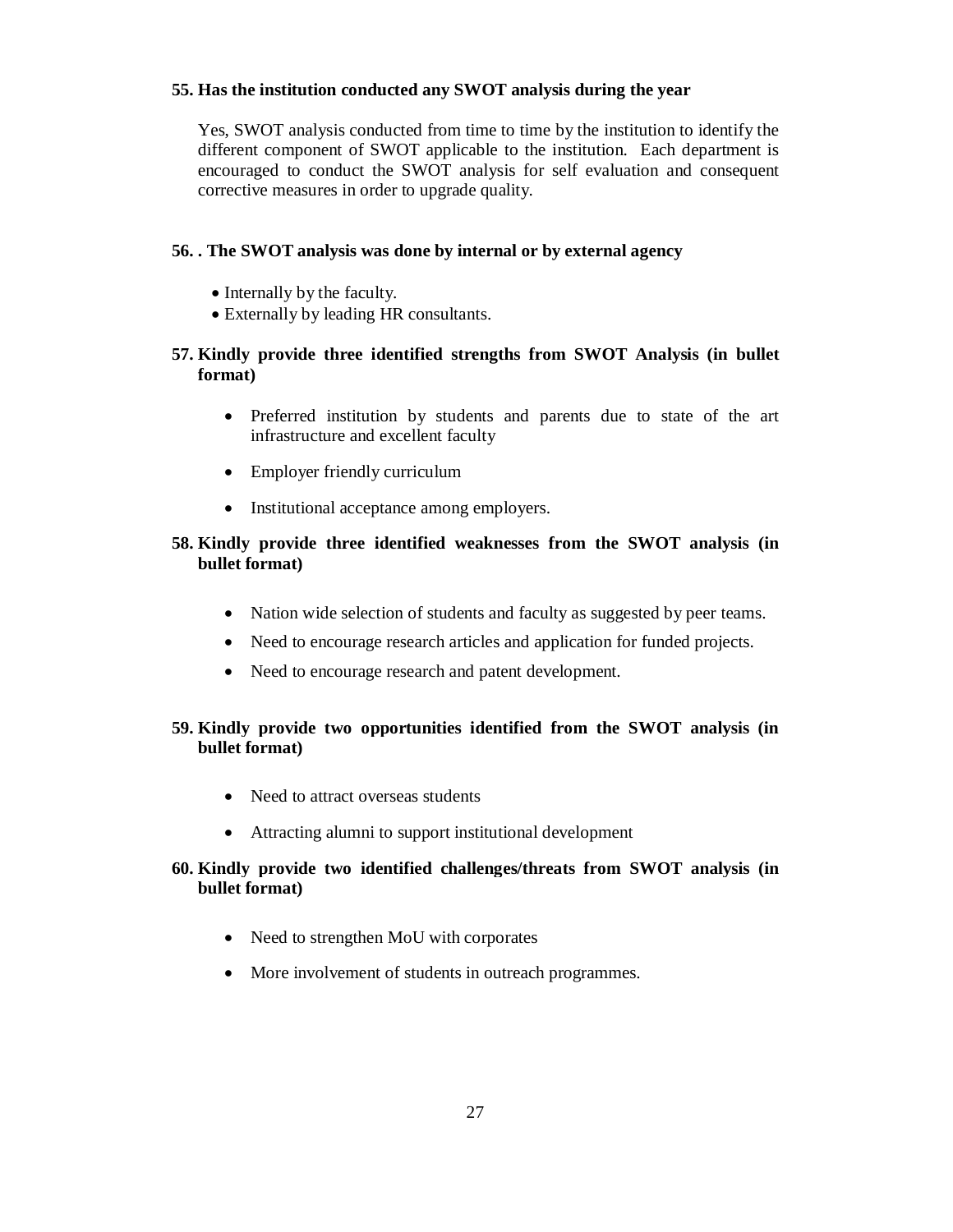**55. Has the institution conducted any SWOT analysis during the year**

Yes, SWOT analysis conducted from time to time by the institution to identify the different component of SWOT applicable to the institution. Each department is encouraged to conduct the SWOT analysis for self evaluation and consequent corrective measures in order to upgrade quality.

**56. . The SWOT analysis was done by internal or by external agency**

- Internally by the faculty.
- Externally by leading HR consultants.

**57. Kindly provide three identified strengths from SWOT Analysis (in bullet format)**

- Preferred institution by students and parents due to state of the art infrastructure and excellent faculty
- Employer friendly curriculum
- Institutional acceptance among employers.

**58. Kindly provide three identified weaknesses from the SWOT analysis (in bullet format)**

- Nation wide selection of students and faculty as suggested by peer teams.
- Need to encourage research articles and application for funded projects.
- Need to encourage research and patent development.

**59. Kindly provide two opportunities identified from the SWOT analysis (in bullet format)**

- Need to attract overseas students
- Attracting alumni to support institutional development

**60. Kindly provide two identified challenges/threats from SWOT analysis (in bullet format)**

- Need to strengthen MoU with corporates
- More involvement of students in outreach programmes.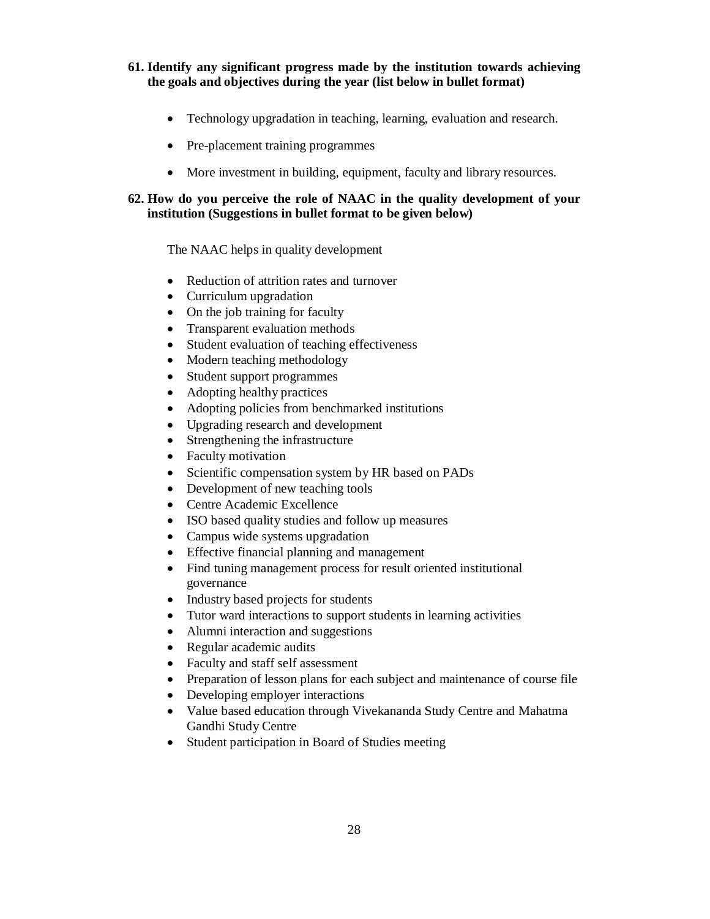**61. Identify any significant progress made by the institution towards achieving the goals and objectives during the year (list below in bullet format)**

- Technology upgradation in teaching, learning, evaluation and research.
- Pre-placement training programmes
- More investment in building, equipment, faculty and library resources.

**62. How do you perceive the role of NAAC in the quality development of your institution (Suggestions in bullet format to be given below)**

The NAAC helps in quality development

- Reduction of attrition rates and turnover
- Curriculum upgradation
- On the job training for faculty
- Transparent evaluation methods
- Student evaluation of teaching effectiveness
- Modern teaching methodology
- Student support programmes
- Adopting healthy practices
- Adopting policies from benchmarked institutions
- Upgrading research and development
- Strengthening the infrastructure
- Faculty motivation
- Scientific compensation system by HR based on PADs
- Development of new teaching tools
- Centre Academic Excellence
- ISO based quality studies and follow up measures
- Campus wide systems upgradation
- Effective financial planning and management
- Find tuning management process for result oriented institutional governance
- Industry based projects for students
- Tutor ward interactions to support students in learning activities
- Alumni interaction and suggestions
- Regular academic audits
- Faculty and staff self assessment
- Preparation of lesson plans for each subject and maintenance of course file
- Developing employer interactions
- Value based education through Vivekananda Study Centre and Mahatma Gandhi Study Centre
- Student participation in Board of Studies meeting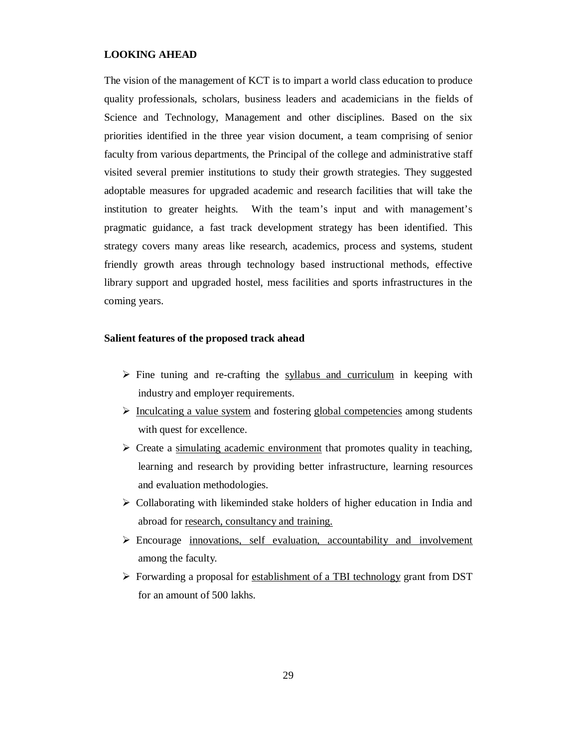## LOOKING AHEAD

The vision of the management of KCT is to impart a world class education to produce quality professionals, scholars, business leaders and academicians in the fields of Science and Technology, Management and other disciplines. Based on the six priorities identified in the three year vision document, a team comprising of senior faculty from various departments, the Principal of the college and administrative staff visited several premier institutions to study their growth strategies. They suggested adoptable measures for upgraded academic and research facilities that will take the institution to greater heights. With the team's input and with management's pragmatic guidance, a fast track development strategy has been identified. This strategy covers many areas like research, academics, process and systems, student friendly growth areas through technology based instructional methods, effective library support and upgraded hostel, mess facilities and sports infrastructures in the coming years.

### Salient features of the proposed track ahead

- Fine tuning and re-crafting the <u>syllabus and curriculum</u> in keeping with industry and employer requirements.
- <u>Inculcating a value system</u> and fostering <u>global competencies</u> among students with quest for excellence.
- Create a <u>simulating academic environment</u> that promotes quality in teaching, learning and research by providing better infrastructure, learning resources and evaluation methodologies.
- Collaborating with likeminded stake holders of higher education in India and abroad for <u>research, consultancy and training.</u>
- Encourage <u>innovations, self evaluation, accountability and involvement</u> among the faculty.
- Forwarding a proposal for <u>establishment of a TBI technology</u> grant from DST for an amount of 500 lakhs.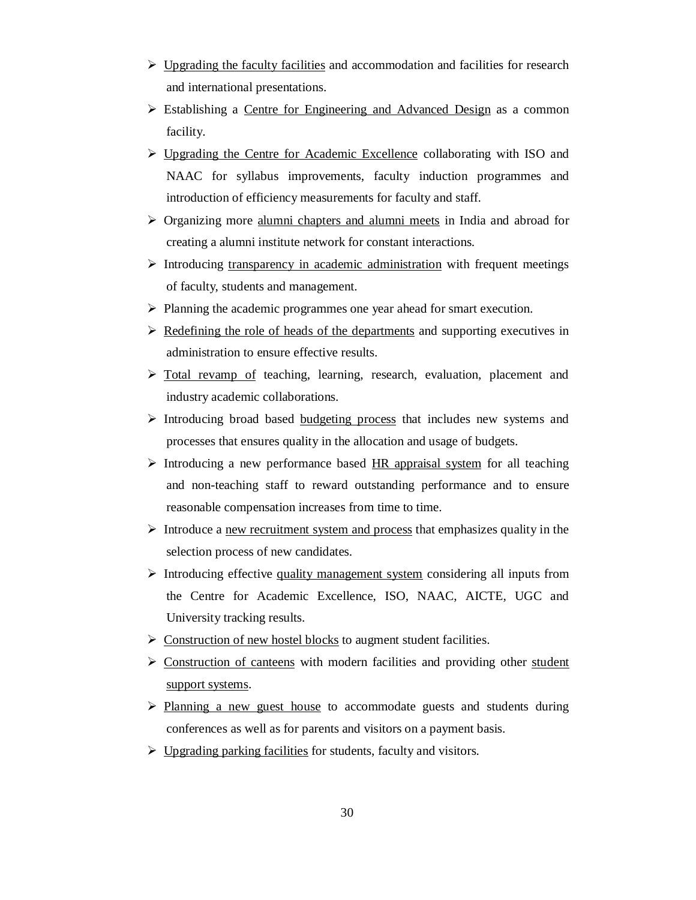- Upgrading the faculty facilities and accommodation and facilities for research and international presentations.
- Establishing a Centre for Engineering and Advanced Design as a common facility.
- Upgrading the Centre for Academic Excellence collaborating with ISO and NAAC for syllabus improvements, faculty induction programmes and introduction of efficiency measurements for faculty and staff.
- Organizing more alumni chapters and alumni meets in India and abroad for creating a alumni institute network for constant interactions.
- Introducing transparency in academic administration with frequent meetings of faculty, students and management.
- Planning the academic programmes one year ahead for smart execution.
- Redefining the role of heads of the departments and supporting executives in administration to ensure effective results.
- Total revamp of teaching, learning, research, evaluation, placement and industry academic collaborations.
- Introducing broad based budgeting process that includes new systems and processes that ensures quality in the allocation and usage of budgets.
- Introducing a new performance based HR appraisal system for all teaching and non-teaching staff to reward outstanding performance and to ensure reasonable compensation increases from time to time.
- Introduce a new recruitment system and process that emphasizes quality in the selection process of new candidates.
- Introducing effective quality management system considering all inputs from the Centre for Academic Excellence, ISO, NAAC, AICTE, UGC and University tracking results.
- Construction of new hostel blocks to augment student facilities.
- Construction of canteens with modern facilities and providing other student support systems.
- Planning a new guest house to accommodate guests and students during conferences as well as for parents and visitors on a payment basis.
- Upgrading parking facilities for students, faculty and visitors.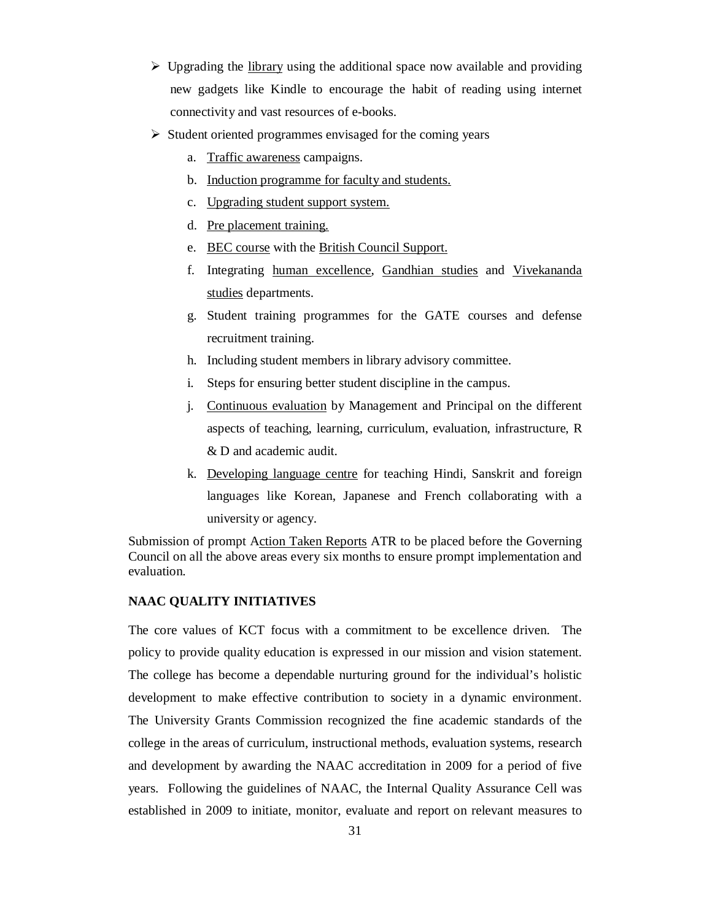- Upgrading the library using the additional space now available and providing new gadgets like Kindle to encourage the habit of reading using internet connectivity and vast resources of e-books.
- Student oriented programmes envisaged for the coming years
    a. Traffic awareness campaigns.
    b. Induction programme for faculty and students.
    c. Upgrading student support system.
    d. Pre placement training.
    e. BEC course with the British Council Support.
    f. Integrating human excellence, Gandhian studies and Vivekananda studies departments.
    g. Student training programmes for the GATE courses and defense recruitment training.
    h. Including student members in library advisory committee.
    i. Steps for ensuring better student discipline in the campus.
    j. Continuous evaluation by Management and Principal on the different aspects of teaching, learning, curriculum, evaluation, infrastructure, R & D and academic audit.
    k. Developing language centre for teaching Hindi, Sanskrit and foreign languages like Korean, Japanese and French collaborating with a university or agency.

Submission of prompt Action Taken Reports ATR to be placed before the Governing Council on all the above areas every six months to ensure prompt implementation and evaluation.

**NAAC QUALITY INITIATIVES**

The core values of KCT focus with a commitment to be excellence driven. The policy to provide quality education is expressed in our mission and vision statement. The college has become a dependable nurturing ground for the individual's holistic development to make effective contribution to society in a dynamic environment. The University Grants Commission recognized the fine academic standards of the college in the areas of curriculum, instructional methods, evaluation systems, research and development by awarding the NAAC accreditation in 2009 for a period of five years. Following the guidelines of NAAC, the Internal Quality Assurance Cell was established in 2009 to initiate, monitor, evaluate and report on relevant measures to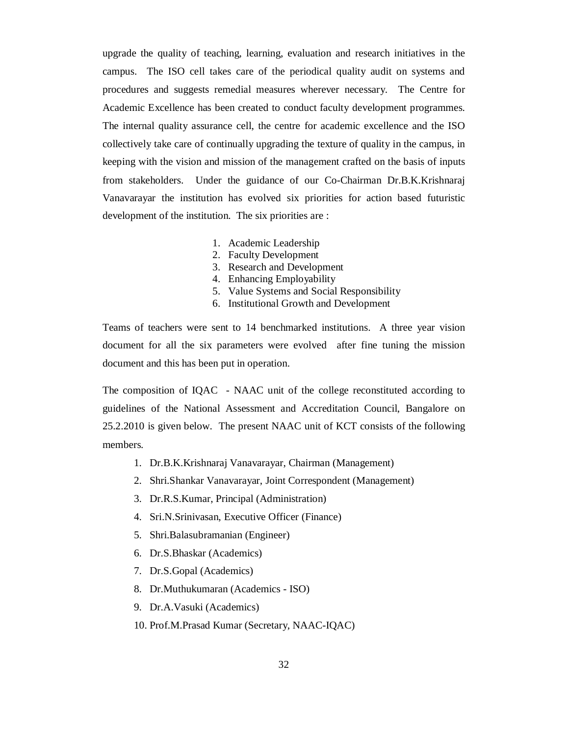upgrade the quality of teaching, learning, evaluation and research initiatives in the campus. The ISO cell takes care of the periodical quality audit on systems and procedures and suggests remedial measures wherever necessary. The Centre for Academic Excellence has been created to conduct faculty development programmes. The internal quality assurance cell, the centre for academic excellence and the ISO collectively take care of continually upgrading the texture of quality in the campus, in keeping with the vision and mission of the management crafted on the basis of inputs from stakeholders. Under the guidance of our Co-Chairman Dr.B.K.Krishnaraj Vanavarayar the institution has evolved six priorities for action based futuristic development of the institution. The six priorities are :

1. Academic Leadership
2. Faculty Development
3. Research and Development
4. Enhancing Employability
5. Value Systems and Social Responsibility
6. Institutional Growth and Development

Teams of teachers were sent to 14 benchmarked institutions. A three year vision document for all the six parameters were evolved after fine tuning the mission document and this has been put in operation.

The composition of IQAC - NAAC unit of the college reconstituted according to guidelines of the National Assessment and Accreditation Council, Bangalore on 25.2.2010 is given below. The present NAAC unit of KCT consists of the following members.

1. Dr.B.K.Krishnaraj Vanavarayar, Chairman (Management)
2. Shri.Shankar Vanavarayar, Joint Correspondent (Management)
3. Dr.R.S.Kumar, Principal (Administration)
4. Sri.N.Srinivasan, Executive Officer (Finance)
5. Shri.Balasubramanian (Engineer)
6. Dr.S.Bhaskar (Academics)
7. Dr.S.Gopal (Academics)
8. Dr.Muthukumaran (Academics - ISO)
9. Dr.A.Vasuki (Academics)
10. Prof.M.Prasad Kumar (Secretary, NAAC-IQAC)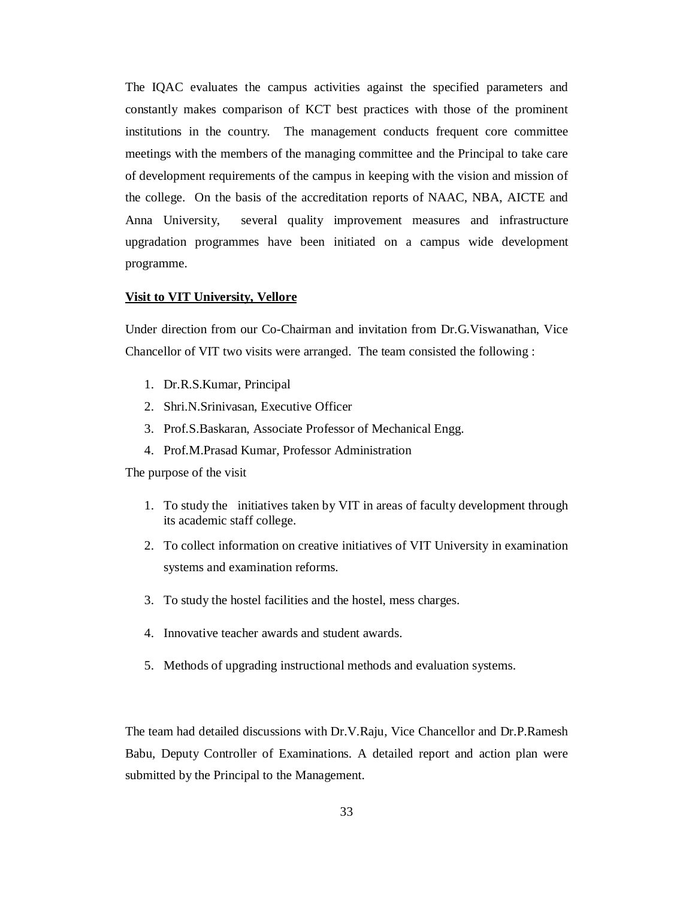The IQAC evaluates the campus activities against the specified parameters and constantly makes comparison of KCT best practices with those of the prominent institutions in the country. The management conducts frequent core committee meetings with the members of the managing committee and the Principal to take care of development requirements of the campus in keeping with the vision and mission of the college. On the basis of the accreditation reports of NAAC, NBA, AICTE and Anna University, several quality improvement measures and infrastructure upgradation programmes have been initiated on a campus wide development programme.

**<u>Visit to VIT University, Vellore</u>**

Under direction from our Co-Chairman and invitation from Dr.G.Viswanathan, Vice Chancellor of VIT two visits were arranged. The team consisted the following :

1. Dr.R.S.Kumar, Principal
2. Shri.N.Srinivasan, Executive Officer
3. Prof.S.Baskaran, Associate Professor of Mechanical Engg.
4. Prof.M.Prasad Kumar, Professor Administration

The purpose of the visit

1. To study the initiatives taken by VIT in areas of faculty development through its academic staff college.
2. To collect information on creative initiatives of VIT University in examination systems and examination reforms.
3. To study the hostel facilities and the hostel, mess charges.
4. Innovative teacher awards and student awards.
5. Methods of upgrading instructional methods and evaluation systems.

The team had detailed discussions with Dr.V.Raju, Vice Chancellor and Dr.P.Ramesh Babu, Deputy Controller of Examinations. A detailed report and action plan were submitted by the Principal to the Management.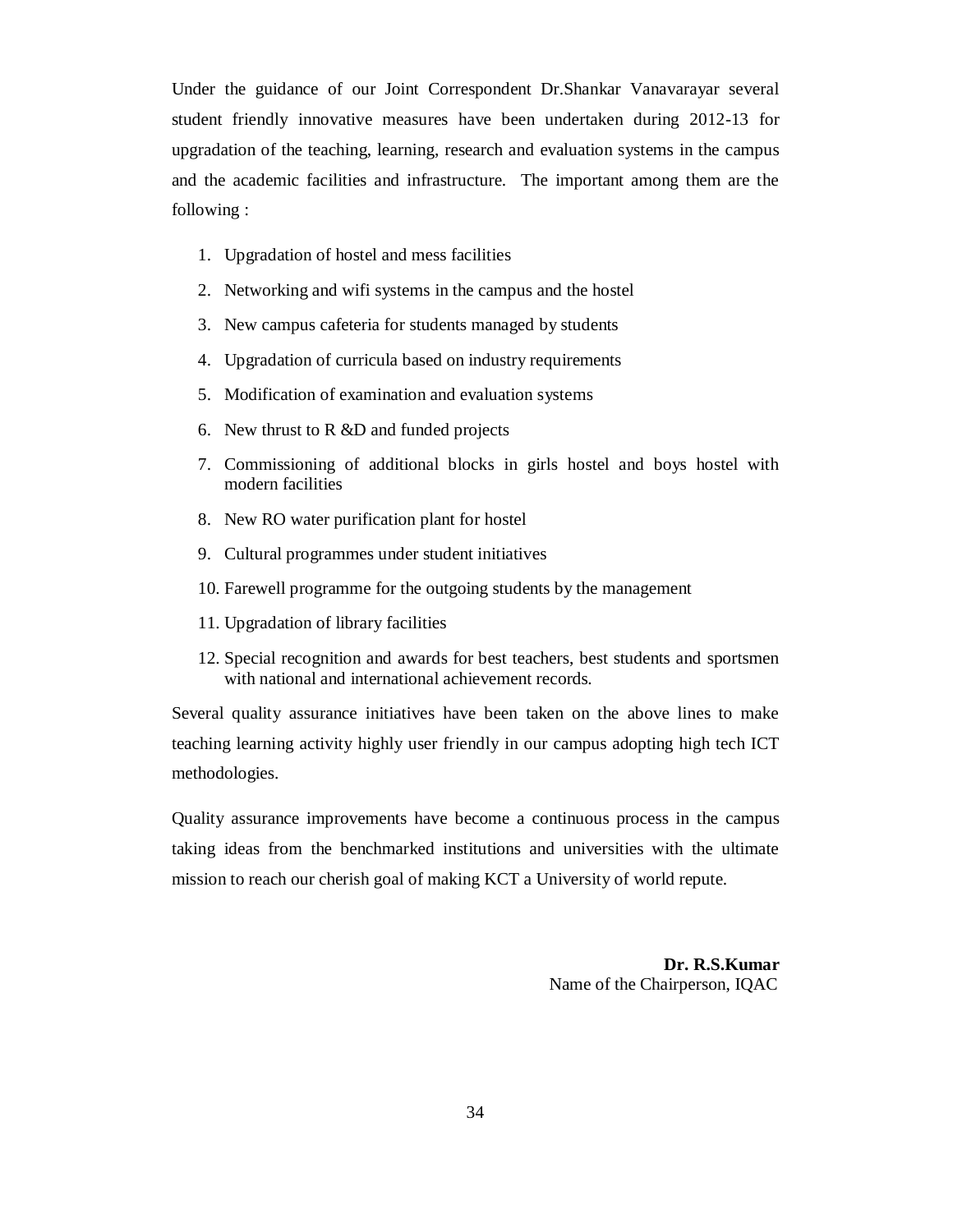Under the guidance of our Joint Correspondent Dr.Shankar Vanavarayar several student friendly innovative measures have been undertaken during 2012-13 for upgradation of the teaching, learning, research and evaluation systems in the campus and the academic facilities and infrastructure. The important among them are the following :

1. Upgradation of hostel and mess facilities
2. Networking and wifi systems in the campus and the hostel
3. New campus cafeteria for students managed by students
4. Upgradation of curricula based on industry requirements
5. Modification of examination and evaluation systems
6. New thrust to R &D and funded projects
7. Commissioning of additional blocks in girls hostel and boys hostel with modern facilities
8. New RO water purification plant for hostel
9. Cultural programmes under student initiatives
10. Farewell programme for the outgoing students by the management
11. Upgradation of library facilities
12. Special recognition and awards for best teachers, best students and sportsmen with national and international achievement records.

Several quality assurance initiatives have been taken on the above lines to make teaching learning activity highly user friendly in our campus adopting high tech ICT methodologies.

Quality assurance improvements have become a continuous process in the campus taking ideas from the benchmarked institutions and universities with the ultimate mission to reach our cherish goal of making KCT a University of world repute.

**Dr. R.S.Kumar**
Name of the Chairperson, IQAC